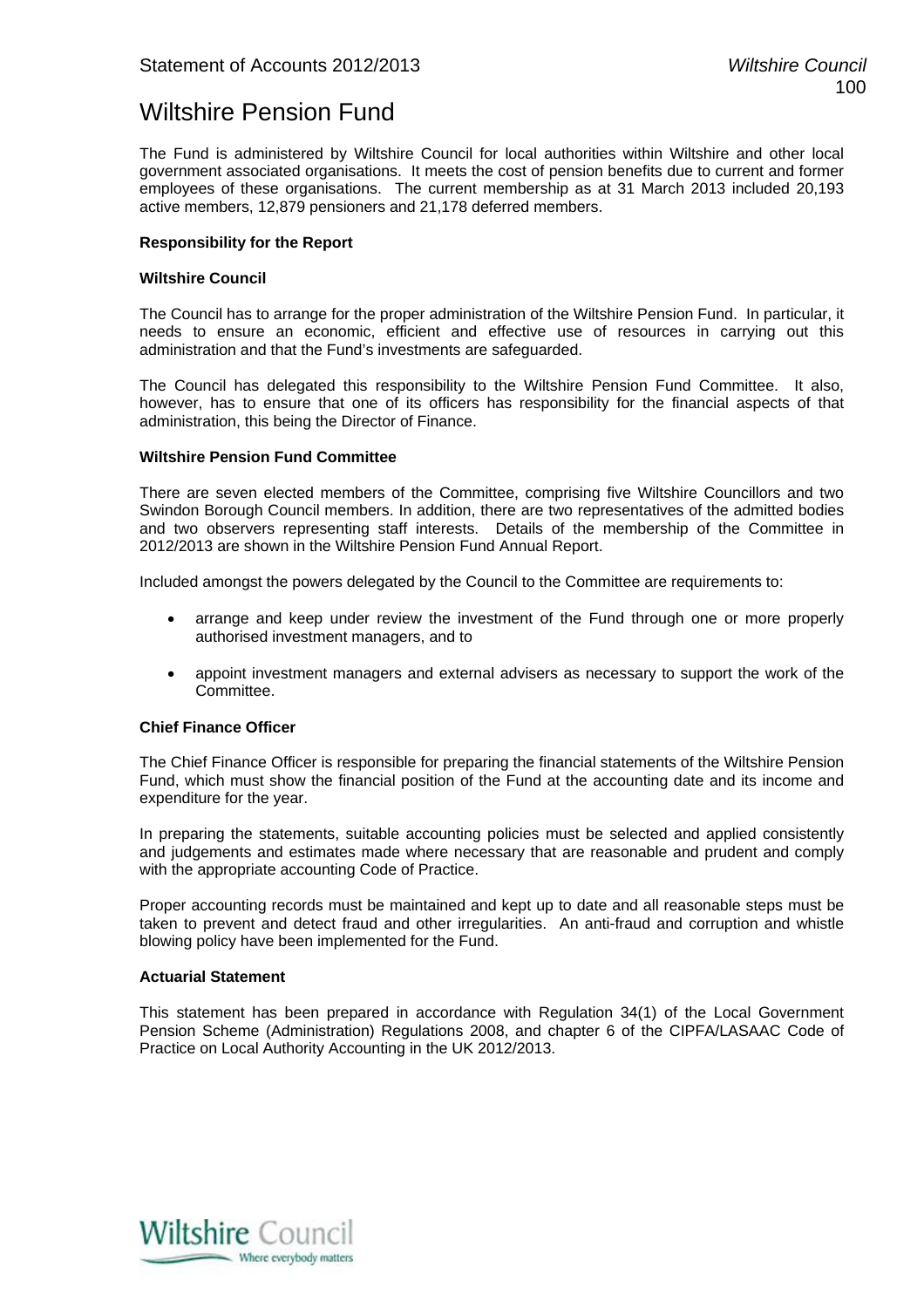# Wiltshire Pension Fund

The Fund is administered by Wiltshire Council for local authorities within Wiltshire and other local government associated organisations. It meets the cost of pension benefits due to current and former employees of these organisations. The current membership as at 31 March 2013 included 20,193 active members, 12,879 pensioners and 21,178 deferred members.

**Responsibility for the Report**

**Wiltshire Council**

The Council has to arrange for the proper administration of the Wiltshire Pension Fund. In particular, it needs to ensure an economic, efficient and effective use of resources in carrying out this administration and that the Fund's investments are safeguarded.

The Council has delegated this responsibility to the Wiltshire Pension Fund Committee. It also, however, has to ensure that one of its officers has responsibility for the financial aspects of that administration, this being the Director of Finance.

**Wiltshire Pension Fund Committee**

There are seven elected members of the Committee, comprising five Wiltshire Councillors and two Swindon Borough Council members. In addition, there are two representatives of the admitted bodies and two observers representing staff interests. Details of the membership of the Committee in 2012/2013 are shown in the Wiltshire Pension Fund Annual Report.

Included amongst the powers delegated by the Council to the Committee are requirements to:

- arrange and keep under review the investment of the Fund through one or more properly authorised investment managers, and to
- appoint investment managers and external advisers as necessary to support the work of the Committee.

**Chief Finance Officer**

The Chief Finance Officer is responsible for preparing the financial statements of the Wiltshire Pension Fund, which must show the financial position of the Fund at the accounting date and its income and expenditure for the year.

In preparing the statements, suitable accounting policies must be selected and applied consistently and judgements and estimates made where necessary that are reasonable and prudent and comply with the appropriate accounting Code of Practice.

Proper accounting records must be maintained and kept up to date and all reasonable steps must be taken to prevent and detect fraud and other irregularities. An anti-fraud and corruption and whistle blowing policy have been implemented for the Fund.

**Actuarial Statement**

This statement has been prepared in accordance with Regulation 34(1) of the Local Government Pension Scheme (Administration) Regulations 2008, and chapter 6 of the CIPFA/LASAAC Code of Practice on Local Authority Accounting in the UK 2012/2013.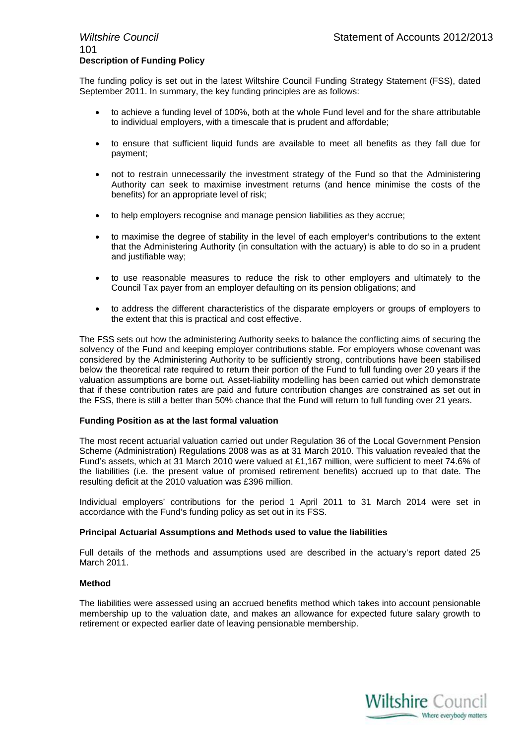### Description of Funding Policy

The funding policy is set out in the latest Wiltshire Council Funding Strategy Statement (FSS), dated September 2011. In summary, the key funding principles are as follows:

- to achieve a funding level of 100%, both at the whole Fund level and for the share attributable to individual employers, with a timescale that is prudent and affordable;
- to ensure that sufficient liquid funds are available to meet all benefits as they fall due for payment;
- not to restrain unnecessarily the investment strategy of the Fund so that the Administering Authority can seek to maximise investment returns (and hence minimise the costs of the benefits) for an appropriate level of risk;
- to help employers recognise and manage pension liabilities as they accrue;
- to maximise the degree of stability in the level of each employer's contributions to the extent that the Administering Authority (in consultation with the actuary) is able to do so in a prudent and justifiable way;
- to use reasonable measures to reduce the risk to other employers and ultimately to the Council Tax payer from an employer defaulting on its pension obligations; and
- to address the different characteristics of the disparate employers or groups of employers to the extent that this is practical and cost effective.

The FSS sets out how the administering Authority seeks to balance the conflicting aims of securing the solvency of the Fund and keeping employer contributions stable. For employers whose covenant was considered by the Administering Authority to be sufficiently strong, contributions have been stabilised below the theoretical rate required to return their portion of the Fund to full funding over 20 years if the valuation assumptions are borne out. Asset-liability modelling has been carried out which demonstrate that if these contribution rates are paid and future contribution changes are constrained as set out in the FSS, there is still a better than 50% chance that the Fund will return to full funding over 21 years.

### Funding Position as at the last formal valuation

The most recent actuarial valuation carried out under Regulation 36 of the Local Government Pension Scheme (Administration) Regulations 2008 was as at 31 March 2010. This valuation revealed that the Fund's assets, which at 31 March 2010 were valued at £1,167 million, were sufficient to meet 74.6% of the liabilities (i.e. the present value of promised retirement benefits) accrued up to that date. The resulting deficit at the 2010 valuation was £396 million.

Individual employers' contributions for the period 1 April 2011 to 31 March 2014 were set in accordance with the Fund's funding policy as set out in its FSS.

### Principal Actuarial Assumptions and Methods used to value the liabilities

Full details of the methods and assumptions used are described in the actuary's report dated 25 March 2011.

### Method

The liabilities were assessed using an accrued benefits method which takes into account pensionable membership up to the valuation date, and makes an allowance for expected future salary growth to retirement or expected earlier date of leaving pensionable membership.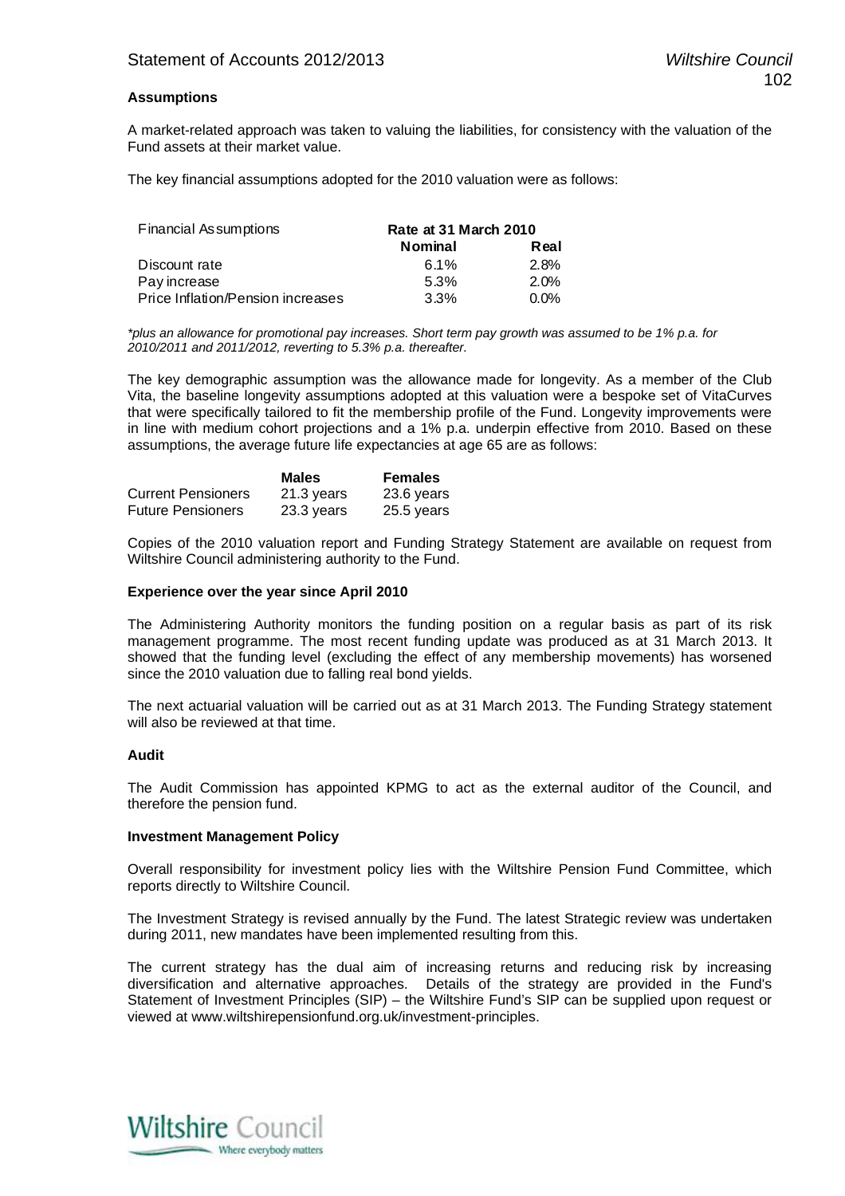**Assumptions**

A market-related approach was taken to valuing the liabilities, for consistency with the valuation of the Fund assets at their market value.

The key financial assumptions adopted for the 2010 valuation were as follows:

| Financial Assumptions | Rate at 31 March 2010 | |
|---|---|---|
| | Nominal | Real |
| Discount rate | 6.1% | 2.8% |
| Pay increase | 5.3% | 2.0% |
| Price Inflation/Pension increases | 3.3% | 0.0% |

*\*plus an allowance for promotional pay increases. Short term pay growth was assumed to be 1% p.a. for 2010/2011 and 2011/2012, reverting to 5.3% p.a. thereafter.*

The key demographic assumption was the allowance made for longevity. As a member of the Club Vita, the baseline longevity assumptions adopted at this valuation were a bespoke set of VitaCurves that were specifically tailored to fit the membership profile of the Fund. Longevity improvements were in line with medium cohort projections and a 1% p.a. underpin effective from 2010. Based on these assumptions, the average future life expectancies at age 65 are as follows:

| | Males | Females |
|---|---|---|
| Current Pensioners | 21.3 years | 23.6 years |
| Future Pensioners | 23.3 years | 25.5 years |

Copies of the 2010 valuation report and Funding Strategy Statement are available on request from Wiltshire Council administering authority to the Fund.

**Experience over the year since April 2010**

The Administering Authority monitors the funding position on a regular basis as part of its risk management programme. The most recent funding update was produced as at 31 March 2013. It showed that the funding level (excluding the effect of any membership movements) has worsened since the 2010 valuation due to falling real bond yields.

The next actuarial valuation will be carried out as at 31 March 2013. The Funding Strategy statement will also be reviewed at that time.

**Audit**

The Audit Commission has appointed KPMG to act as the external auditor of the Council, and therefore the pension fund.

**Investment Management Policy**

Overall responsibility for investment policy lies with the Wiltshire Pension Fund Committee, which reports directly to Wiltshire Council.

The Investment Strategy is revised annually by the Fund. The latest Strategic review was undertaken during 2011, new mandates have been implemented resulting from this.

The current strategy has the dual aim of increasing returns and reducing risk by increasing diversification and alternative approaches. Details of the strategy are provided in the Fund's Statement of Investment Principles (SIP) – the Wiltshire Fund's SIP can be supplied upon request or viewed at www.wiltshirepensionfund.org.uk/investment-principles.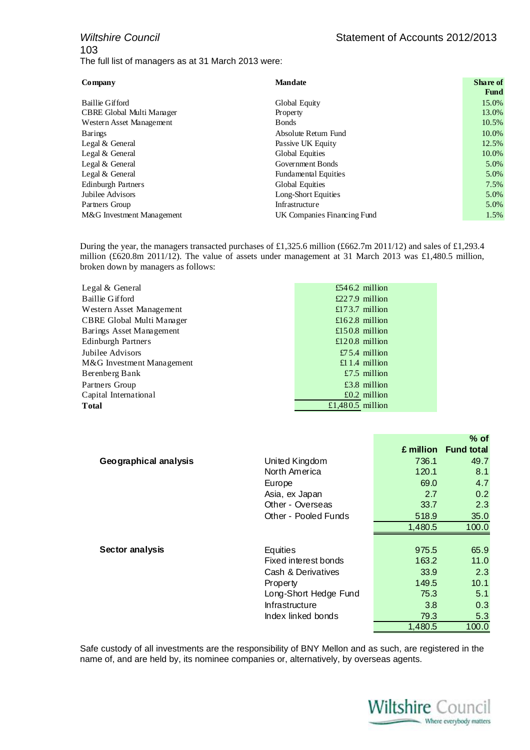The full list of managers as at 31 March 2013 were:

| Company | Mandate | Share of Fund |
|---|---|---|
| Baillie Gifford | Global Equity | 15.0% |
| CBRE Global Multi Manager | Property | 13.0% |
| Western Asset Management | Bonds | 10.5% |
| Barings | Absolute Return Fund | 10.0% |
| Legal & General | Passive UK Equity | 12.5% |
| Legal & General | Global Equities | 10.0% |
| Legal & General | Government Bonds | 5.0% |
| Legal & General | Fundamental Equities | 5.0% |
| Edinburgh Partners | Global Equities | 7.5% |
| Jubilee Advisors | Long-Short Equities | 5.0% |
| Partners Group | Infrastructure | 5.0% |
| M&G Investment Management | UK Companies Financing Fund | 1.5% |

During the year, the managers transacted purchases of £1,325.6 million (£662.7m 2011/12) and sales of £1,293.4 million (£620.8m 2011/12). The value of assets under management at 31 March 2013 was £1,480.5 million, broken down by managers as follows:

| | |
|---|---|
| Legal & General | £546.2 million |
| Baillie Gifford | £227.9 million |
| Western Asset Management | £173.7 million |
| CBRE Global Multi Manager | £162.8 million |
| Barings Asset Management | £150.8 million |
| Edinburgh Partners | £120.8 million |
| Jubilee Advisors | £75.4 million |
| M&G Investment Management | £11.4 million |
| Berenberg Bank | £7.5 million |
| Partners Group | £3.8 million |
| Capital International | £0.2 million |
| **Total** | £1,480.5 million |

| | | £ million | % of Fund total |
|---|---|---|---|
| **Geographical analysis** | United Kingdom | 736.1 | 49.7 |
| | North America | 120.1 | 8.1 |
| | Europe | 69.0 | 4.7 |
| | Asia, ex Japan | 2.7 | 0.2 |
| | Other - Overseas | 33.7 | 2.3 |
| | Other - Pooled Funds | 518.9 | 35.0 |
| | | 1,480.5 | 100.0 |
| **Sector analysis** | Equities | 975.5 | 65.9 |
| | Fixed interest bonds | 163.2 | 11.0 |
| | Cash & Derivatives | 33.9 | 2.3 |
| | Property | 149.5 | 10.1 |
| | Long-Short Hedge Fund | 75.3 | 5.1 |
| | Infrastructure | 3.8 | 0.3 |
| | Index linked bonds | 79.3 | 5.3 |
| | | 1,480.5 | 100.0 |

Safe custody of all investments are the responsibility of BNY Mellon and as such, are registered in the name of, and are held by, its nominee companies or, alternatively, by overseas agents.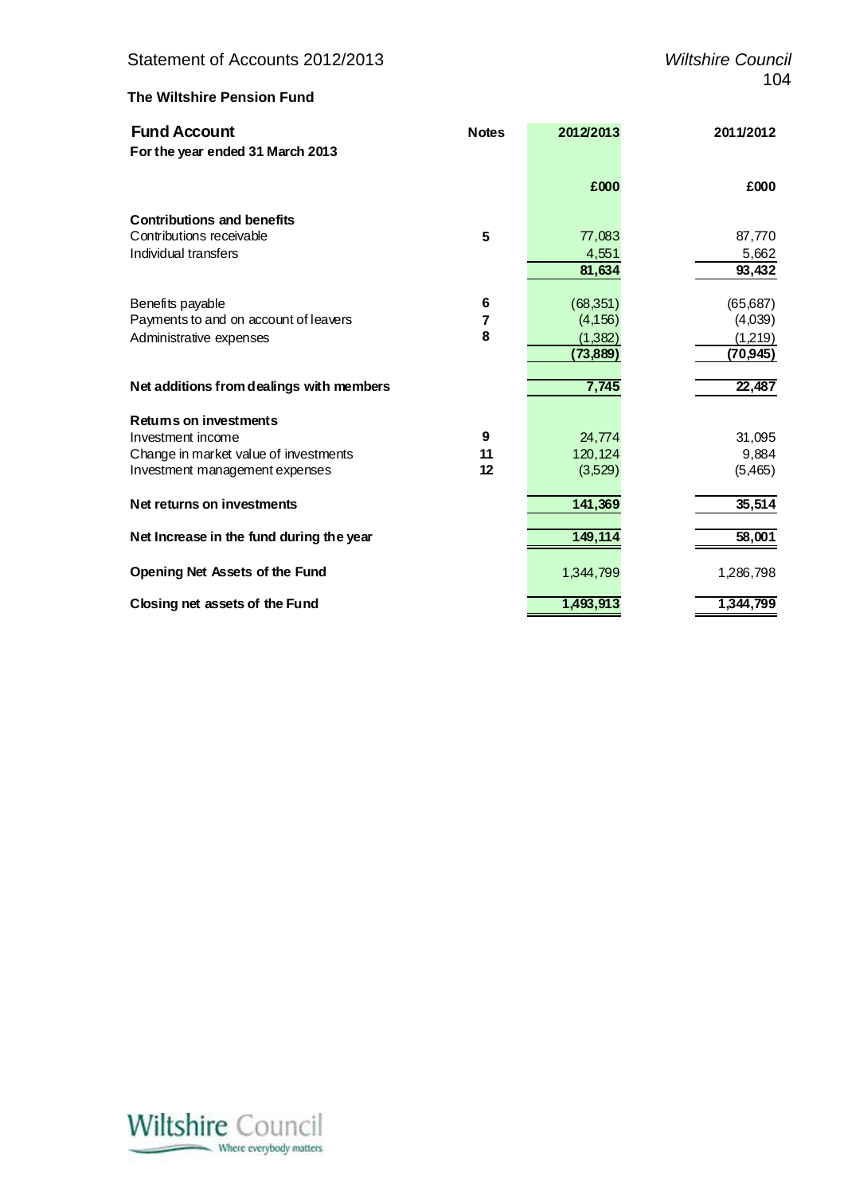## The Wiltshire Pension Fund

| **Fund Account**<br>**For the year ended 31 March 2013** | **Notes** | **2012/2013** | **2011/2012** |
|---|---|---|---|
| | | **£000** | **£000** |
| **Contributions and benefits** | | | |
| Contributions receivable | **5** | 77,083 | 87,770 |
| Individual transfers | | 4,551 | 5,662 |
| | | **81,634** | **93,432** |
| Benefits payable | **6** | (68,351) | (65,687) |
| Payments to and on account of leavers | **7** | (4,156) | (4,039) |
| Administrative expenses | **8** | (1,382) | (1,219) |
| | | **(73,889)** | **(70,945)** |
| **Net additions from dealings with members** | | **7,745** | **22,487** |
| **Returns on investments** | | | |
| Investment income | **9** | 24,774 | 31,095 |
| Change in market value of investments | **11** | 120,124 | 9,884 |
| Investment management expenses | **12** | (3,529) | (5,465) |
| **Net returns on investments** | | **141,369** | **35,514** |
| **Net Increase in the fund during the year** | | **149,114** | **58,001** |
| **Opening Net Assets of the Fund** | | 1,344,799 | 1,286,798 |
| **Closing net assets of the Fund** | | **1,493,913** | **1,344,799** |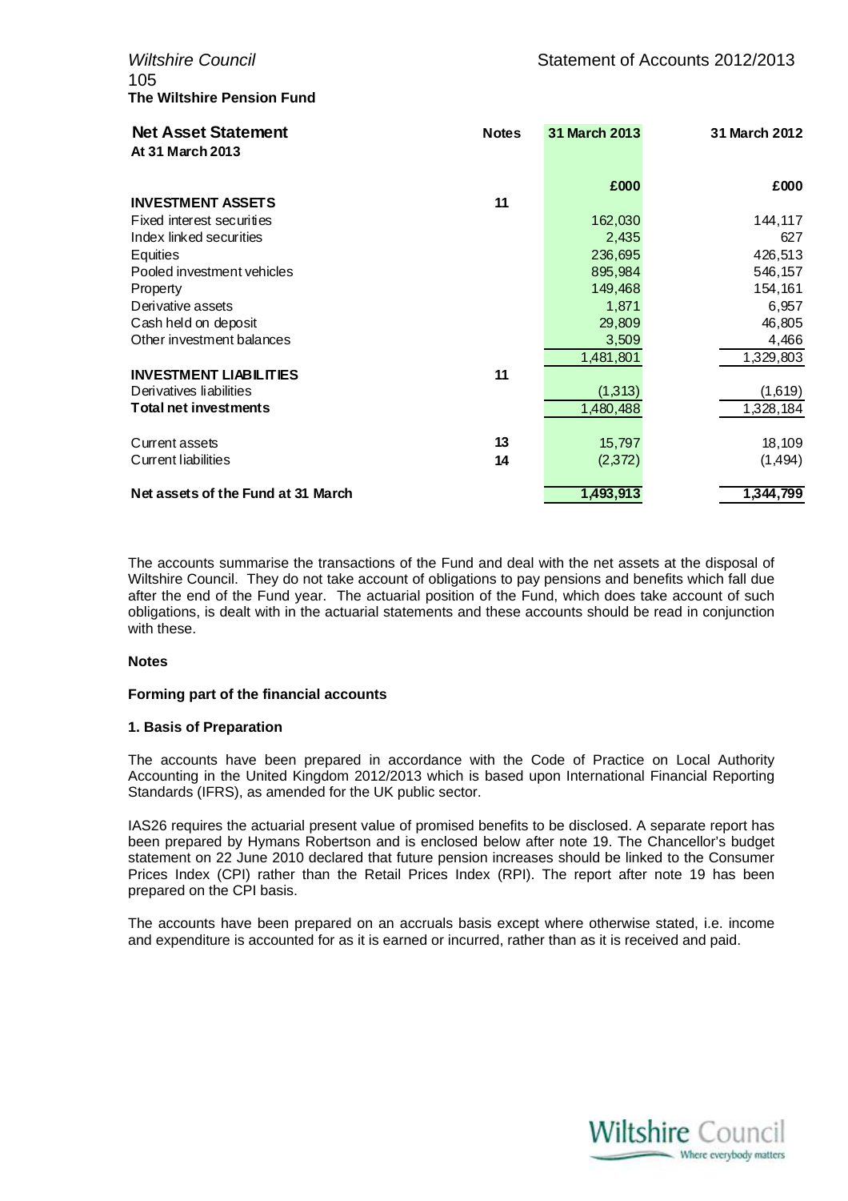**The Wiltshire Pension Fund**

| **Net Asset Statement**<br>**At 31 March 2013** | **Notes** | **31 March 2013** | **31 March 2012** |
|---|---|---|---|
| | | **£000** | **£000** |
| **INVESTMENT ASSETS** | **11** | | |
| Fixed interest securities | | 162,030 | 144,117 |
| Index linked securities | | 2,435 | 627 |
| Equities | | 236,695 | 426,513 |
| Pooled investment vehicles | | 895,984 | 546,157 |
| Property | | 149,468 | 154,161 |
| Derivative assets | | 1,871 | 6,957 |
| Cash held on deposit | | 29,809 | 46,805 |
| Other investment balances | | 3,509 | 4,466 |
| | | 1,481,801 | 1,329,803 |
| **INVESTMENT LIABILITIES** | **11** | | |
| Derivatives liabilities | | (1,313) | (1,619) |
| **Total net investments** | | 1,480,488 | 1,328,184 |
| Current assets | **13** | 15,797 | 18,109 |
| Current liabilities | **14** | (2,372) | (1,494) |
| **Net assets of the Fund at 31 March** | | **1,493,913** | **1,344,799** |

The accounts summarise the transactions of the Fund and deal with the net assets at the disposal of Wiltshire Council. They do not take account of obligations to pay pensions and benefits which fall due after the end of the Fund year. The actuarial position of the Fund, which does take account of such obligations, is dealt with in the actuarial statements and these accounts should be read in conjunction with these.

**Notes**

**Forming part of the financial accounts**

### 1. Basis of Preparation

The accounts have been prepared in accordance with the Code of Practice on Local Authority Accounting in the United Kingdom 2012/2013 which is based upon International Financial Reporting Standards (IFRS), as amended for the UK public sector.

IAS26 requires the actuarial present value of promised benefits to be disclosed. A separate report has been prepared by Hymans Robertson and is enclosed below after note 19. The Chancellor's budget statement on 22 June 2010 declared that future pension increases should be linked to the Consumer Prices Index (CPI) rather than the Retail Prices Index (RPI). The report after note 19 has been prepared on the CPI basis.

The accounts have been prepared on an accruals basis except where otherwise stated, i.e. income and expenditure is accounted for as it is earned or incurred, rather than as it is received and paid.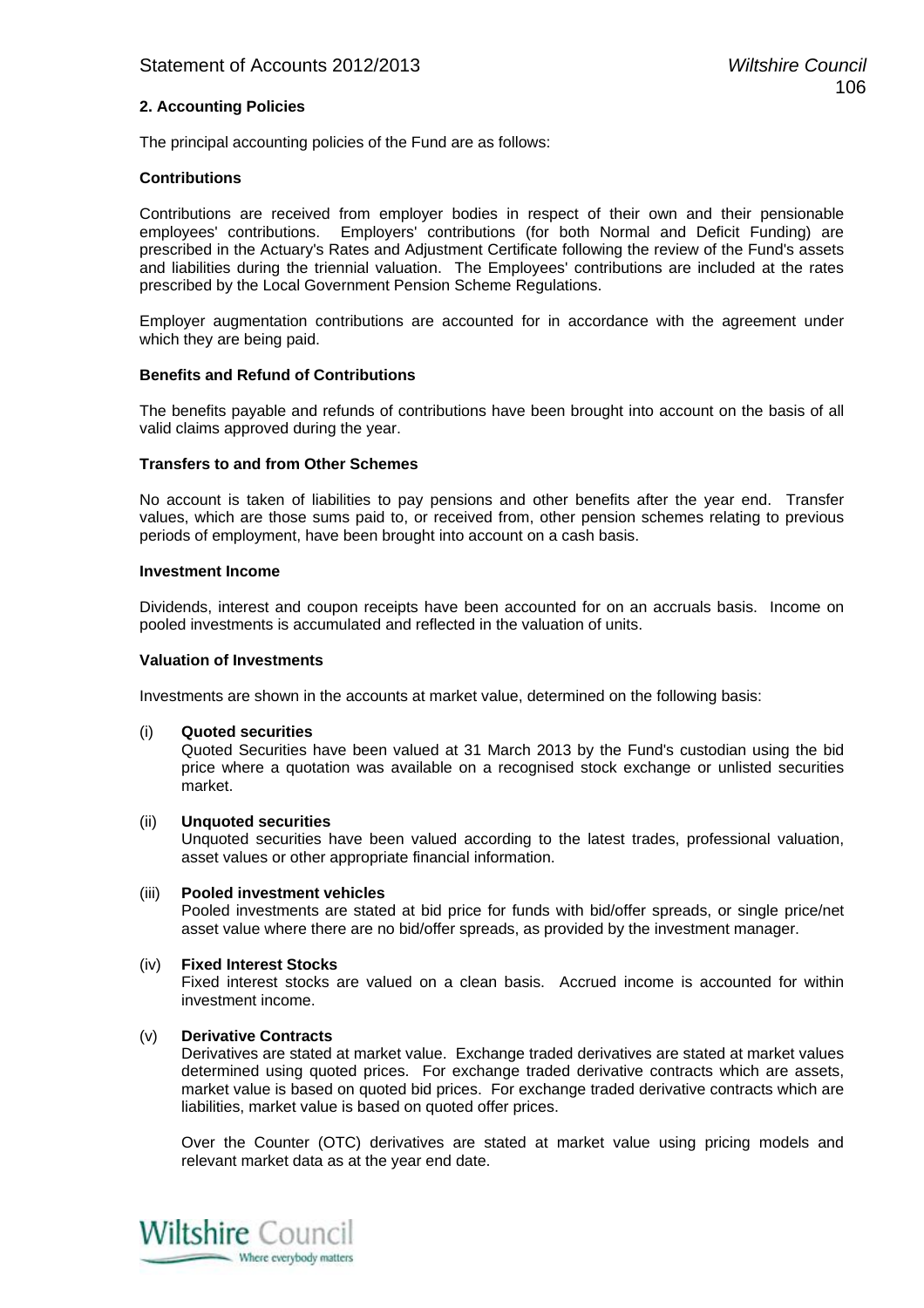## 2. Accounting Policies

The principal accounting policies of the Fund are as follows:

### Contributions

Contributions are received from employer bodies in respect of their own and their pensionable employees' contributions. Employers' contributions (for both Normal and Deficit Funding) are prescribed in the Actuary's Rates and Adjustment Certificate following the review of the Fund's assets and liabilities during the triennial valuation. The Employees' contributions are included at the rates prescribed by the Local Government Pension Scheme Regulations.

Employer augmentation contributions are accounted for in accordance with the agreement under which they are being paid.

### Benefits and Refund of Contributions

The benefits payable and refunds of contributions have been brought into account on the basis of all valid claims approved during the year.

### Transfers to and from Other Schemes

No account is taken of liabilities to pay pensions and other benefits after the year end. Transfer values, which are those sums paid to, or received from, other pension schemes relating to previous periods of employment, have been brought into account on a cash basis.

### Investment Income

Dividends, interest and coupon receipts have been accounted for on an accruals basis. Income on pooled investments is accumulated and reflected in the valuation of units.

### Valuation of Investments

Investments are shown in the accounts at market value, determined on the following basis:

(i) **Quoted securities**
Quoted Securities have been valued at 31 March 2013 by the Fund's custodian using the bid price where a quotation was available on a recognised stock exchange or unlisted securities market.

(ii) **Unquoted securities**
Unquoted securities have been valued according to the latest trades, professional valuation, asset values or other appropriate financial information.

(iii) **Pooled investment vehicles**
Pooled investments are stated at bid price for funds with bid/offer spreads, or single price/net asset value where there are no bid/offer spreads, as provided by the investment manager.

(iv) **Fixed Interest Stocks**
Fixed interest stocks are valued on a clean basis. Accrued income is accounted for within investment income.

(v) **Derivative Contracts**
Derivatives are stated at market value. Exchange traded derivatives are stated at market values determined using quoted prices. For exchange traded derivative contracts which are assets, market value is based on quoted bid prices. For exchange traded derivative contracts which are liabilities, market value is based on quoted offer prices.

Over the Counter (OTC) derivatives are stated at market value using pricing models and relevant market data as at the year end date.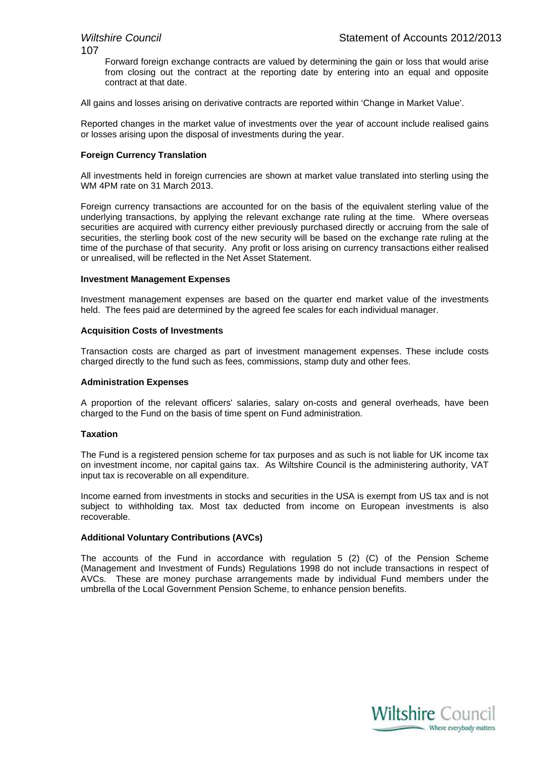Forward foreign exchange contracts are valued by determining the gain or loss that would arise from closing out the contract at the reporting date by entering into an equal and opposite contract at that date.

All gains and losses arising on derivative contracts are reported within 'Change in Market Value'.

Reported changes in the market value of investments over the year of account include realised gains or losses arising upon the disposal of investments during the year.

**Foreign Currency Translation**

All investments held in foreign currencies are shown at market value translated into sterling using the WM 4PM rate on 31 March 2013.

Foreign currency transactions are accounted for on the basis of the equivalent sterling value of the underlying transactions, by applying the relevant exchange rate ruling at the time. Where overseas securities are acquired with currency either previously purchased directly or accruing from the sale of securities, the sterling book cost of the new security will be based on the exchange rate ruling at the time of the purchase of that security. Any profit or loss arising on currency transactions either realised or unrealised, will be reflected in the Net Asset Statement.

**Investment Management Expenses**

Investment management expenses are based on the quarter end market value of the investments held. The fees paid are determined by the agreed fee scales for each individual manager.

**Acquisition Costs of Investments**

Transaction costs are charged as part of investment management expenses. These include costs charged directly to the fund such as fees, commissions, stamp duty and other fees.

**Administration Expenses**

A proportion of the relevant officers' salaries, salary on-costs and general overheads, have been charged to the Fund on the basis of time spent on Fund administration.

**Taxation**

The Fund is a registered pension scheme for tax purposes and as such is not liable for UK income tax on investment income, nor capital gains tax. As Wiltshire Council is the administering authority, VAT input tax is recoverable on all expenditure.

Income earned from investments in stocks and securities in the USA is exempt from US tax and is not subject to withholding tax. Most tax deducted from income on European investments is also recoverable.

**Additional Voluntary Contributions (AVCs)**

The accounts of the Fund in accordance with regulation 5 (2) (C) of the Pension Scheme (Management and Investment of Funds) Regulations 1998 do not include transactions in respect of AVCs. These are money purchase arrangements made by individual Fund members under the umbrella of the Local Government Pension Scheme, to enhance pension benefits.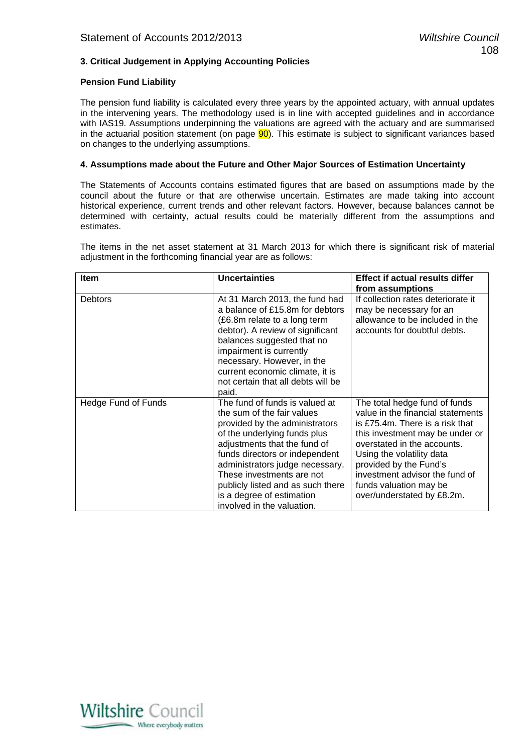### 3. Critical Judgement in Applying Accounting Policies

**Pension Fund Liability**

The pension fund liability is calculated every three years by the appointed actuary, with annual updates in the intervening years. The methodology used is in line with accepted guidelines and in accordance with IAS19. Assumptions underpinning the valuations are agreed with the actuary and are summarised in the actuarial position statement (on page 90). This estimate is subject to significant variances based on changes to the underlying assumptions.

### 4. Assumptions made about the Future and Other Major Sources of Estimation Uncertainty

The Statements of Accounts contains estimated figures that are based on assumptions made by the council about the future or that are otherwise uncertain. Estimates are made taking into account historical experience, current trends and other relevant factors. However, because balances cannot be determined with certainty, actual results could be materially different from the assumptions and estimates.

The items in the net asset statement at 31 March 2013 for which there is significant risk of material adjustment in the forthcoming financial year are as follows:

| Item | Uncertainties | Effect if actual results differ from assumptions |
| --- | --- | --- |
| Debtors | At 31 March 2013, the fund had a balance of £15.8m for debtors (£6.8m relate to a long term debtor). A review of significant balances suggested that no impairment is currently necessary. However, in the current economic climate, it is not certain that all debts will be paid. | If collection rates deteriorate it may be necessary for an allowance to be included in the accounts for doubtful debts. |
| Hedge Fund of Funds | The fund of funds is valued at the sum of the fair values provided by the administrators of the underlying funds plus adjustments that the fund of funds directors or independent administrators judge necessary. These investments are not publicly listed and as such there is a degree of estimation involved in the valuation. | The total hedge fund of funds value in the financial statements is £75.4m. There is a risk that this investment may be under or overstated in the accounts. Using the volatility data provided by the Fund's investment advisor the fund of funds valuation may be over/understated by £8.2m. |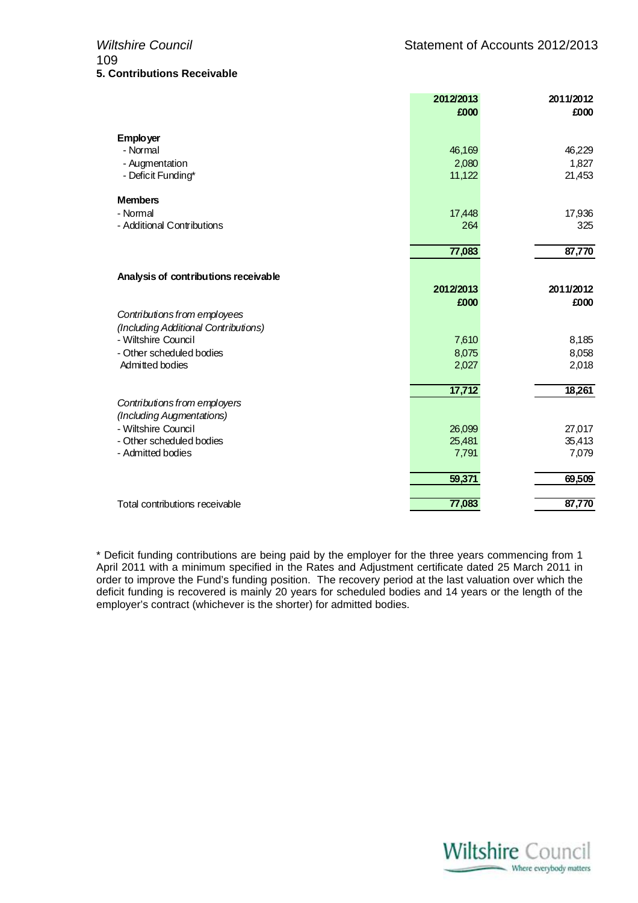## 5. Contributions Receivable

| | 2012/2013 £000 | 2011/2012 £000 |
|---|---|---|
| **Employer** | | |
| - Normal | 46,169 | 46,229 |
| - Augmentation | 2,080 | 1,827 |
| - Deficit Funding* | 11,122 | 21,453 |
| **Members** | | |
| - Normal | 17,448 | 17,936 |
| - Additional Contributions | 264 | 325 |
| | **77,083** | **87,770** |

**Analysis of contributions receivable**

| | 2012/2013 £000 | 2011/2012 £000 |
|---|---|---|
| *Contributions from employees* | | |
| *(Including Additional Contributions)* | | |
| - Wiltshire Council | 7,610 | 8,185 |
| - Other scheduled bodies | 8,075 | 8,058 |
| Admitted bodies | 2,027 | 2,018 |
| | **17,712** | **18,261** |
| *Contributions from employers* | | |
| *(Including Augmentations)* | | |
| - Wiltshire Council | 26,099 | 27,017 |
| - Other scheduled bodies | 25,481 | 35,413 |
| - Admitted bodies | 7,791 | 7,079 |
| | **59,371** | **69,509** |
| Total contributions receivable | **77,083** | **87,770** |

* Deficit funding contributions are being paid by the employer for the three years commencing from 1 April 2011 with a minimum specified in the Rates and Adjustment certificate dated 25 March 2011 in order to improve the Fund's funding position. The recovery period at the last valuation over which the deficit funding is recovered is mainly 20 years for scheduled bodies and 14 years or the length of the employer's contract (whichever is the shorter) for admitted bodies.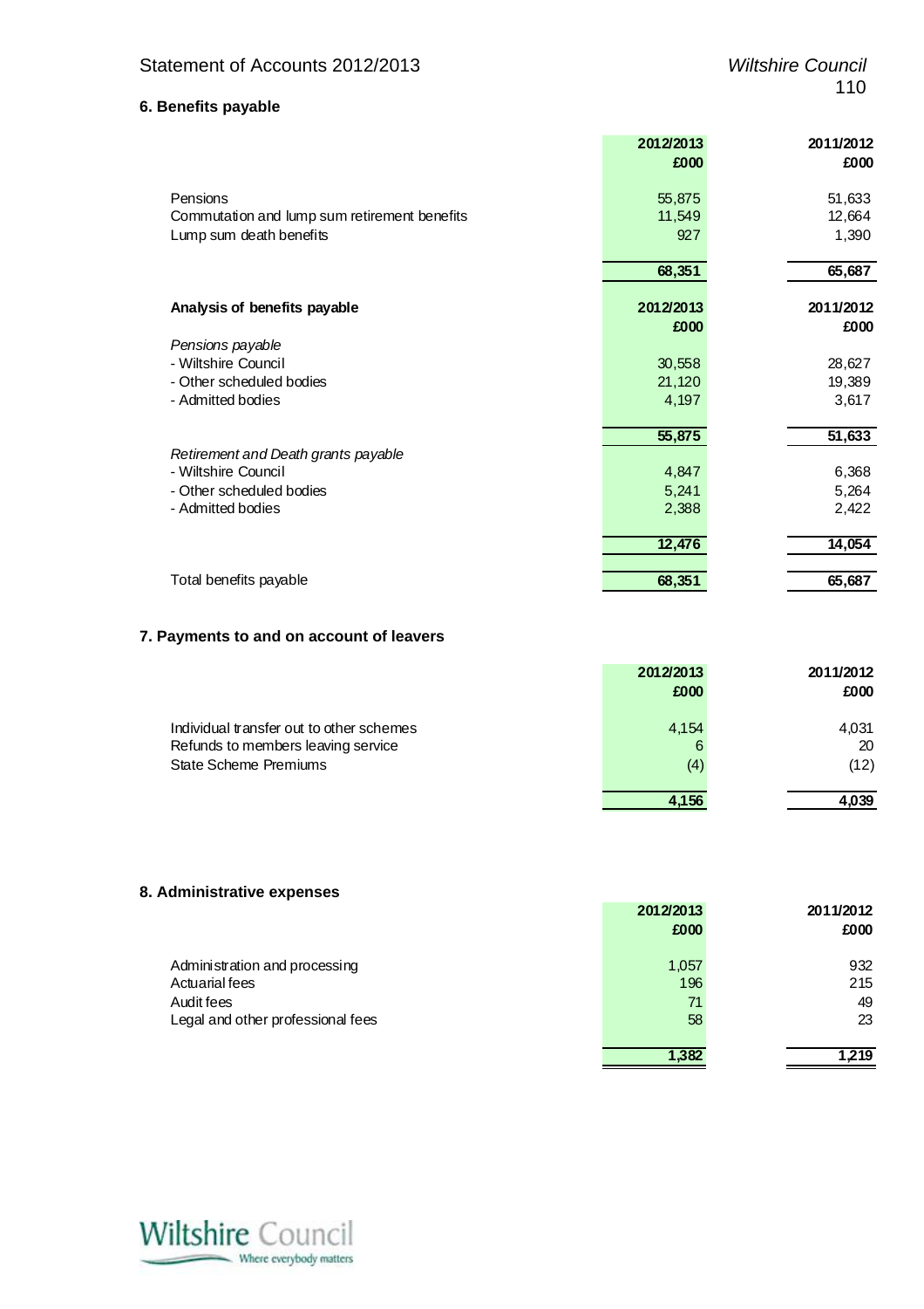## 6. Benefits payable

| | 2012/2013 £000 | 2011/2012 £000 |
|---|---|---|
| Pensions | 55,875 | 51,633 |
| Commutation and lump sum retirement benefits | 11,549 | 12,664 |
| Lump sum death benefits | 927 | 1,390 |
| | **68,351** | **65,687** |

| Analysis of benefits payable | 2012/2013 £000 | 2011/2012 £000 |
|---|---|---|
| *Pensions payable* | | |
| - Wiltshire Council | 30,558 | 28,627 |
| - Other scheduled bodies | 21,120 | 19,389 |
| - Admitted bodies | 4,197 | 3,617 |
| | **55,875** | **51,633** |
| *Retirement and Death grants payable* | | |
| - Wiltshire Council | 4,847 | 6,368 |
| - Other scheduled bodies | 5,241 | 5,264 |
| - Admitted bodies | 2,388 | 2,422 |
| | **12,476** | **14,054** |
| Total benefits payable | **68,351** | **65,687** |

## 7. Payments to and on account of leavers

| | 2012/2013 £000 | 2011/2012 £000 |
|---|---|---|
| Individual transfer out to other schemes | 4,154 | 4,031 |
| Refunds to members leaving service | 6 | 20 |
| State Scheme Premiums | (4) | (12) |
| | **4,156** | **4,039** |

## 8. Administrative expenses

| | 2012/2013 £000 | 2011/2012 £000 |
|---|---|---|
| Administration and processing | 1,057 | 932 |
| Actuarial fees | 196 | 215 |
| Audit fees | 71 | 49 |
| Legal and other professional fees | 58 | 23 |
| | **1,382** | **1,219** |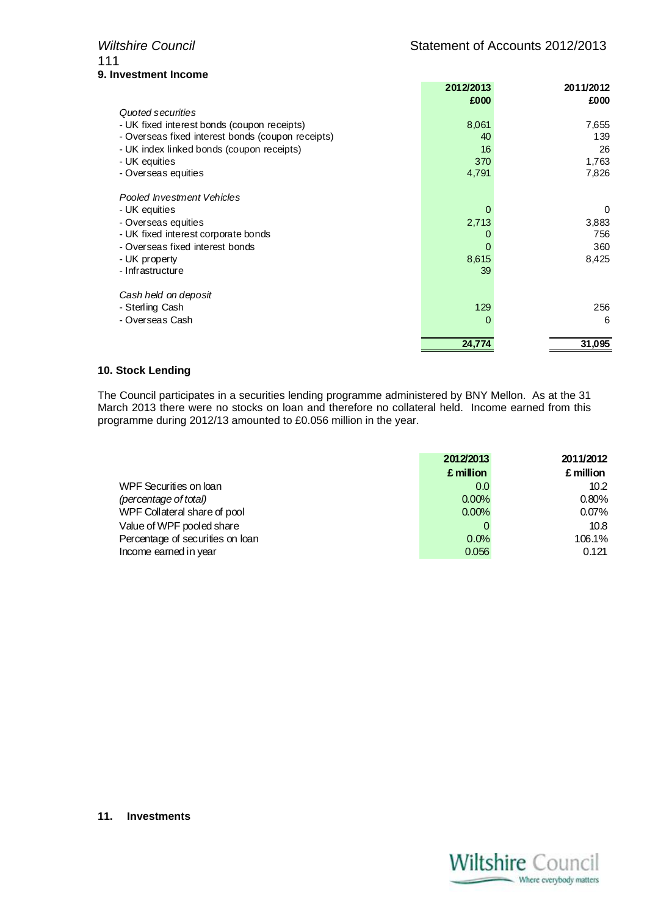## 9. Investment Income

| | 2012/2013 | 2011/2012 |
|---|---|---|
| | £000 | £000 |
| *Quoted securities* | | |
| - UK fixed interest bonds (coupon receipts) | 8,061 | 7,655 |
| - Overseas fixed interest bonds (coupon receipts) | 40 | 139 |
| - UK index linked bonds (coupon receipts) | 16 | 26 |
| - UK equities | 370 | 1,763 |
| - Overseas equities | 4,791 | 7,826 |
| *Pooled Investment Vehicles* | | |
| - UK equities | 0 | 0 |
| - Overseas equities | 2,713 | 3,883 |
| - UK fixed interest corporate bonds | 0 | 756 |
| - Overseas fixed interest bonds | 0 | 360 |
| - UK property | 8,615 | 8,425 |
| - Infrastructure | 39 | |
| *Cash held on deposit* | | |
| - Sterling Cash | 129 | 256 |
| - Overseas Cash | 0 | 6 |
| | **24,774** | **31,095** |

## 10. Stock Lending

The Council participates in a securities lending programme administered by BNY Mellon. As at the 31 March 2013 there were no stocks on loan and therefore no collateral held. Income earned from this programme during 2012/13 amounted to £0.056 million in the year.

| | 2012/2013 | 2011/2012 |
|---|---|---|
| | £ million | £ million |
| WPF Securities on loan | 0.0 | 10.2 |
| *(percentage of total)* | 0.00% | 0.80% |
| WPF Collateral share of pool | 0.00% | 0.07% |
| Value of WPF pooled share | 0 | 10.8 |
| Percentage of securities on loan | 0.0% | 106.1% |
| Income earned in year | 0.056 | 0.121 |

## 11. Investments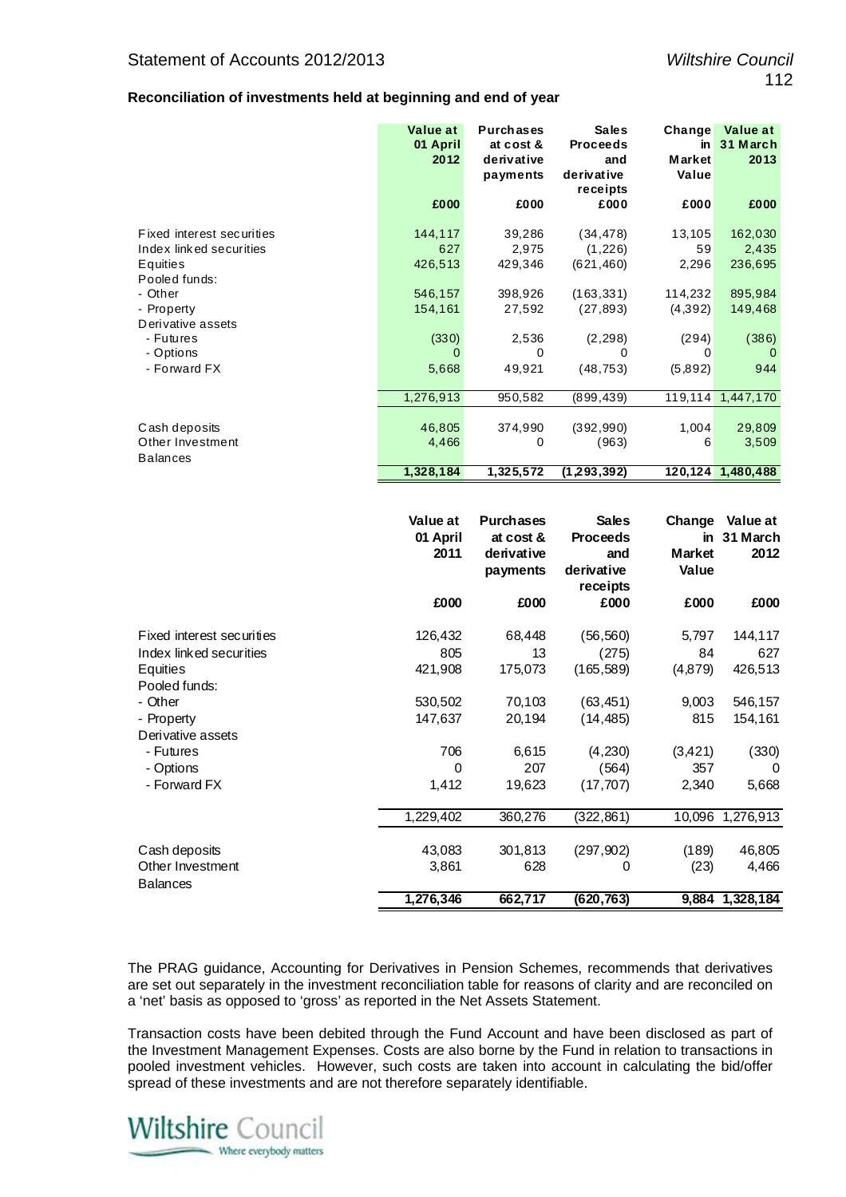**Reconciliation of investments held at beginning and end of year**

| | Value at 01 April 2012 | Purchases at cost & derivative payments | Sales Proceeds and derivative receipts | Change in Market Value | Value at 31 March 2013 |
|---|---|---|---|---|---|
| | £000 | £000 | £000 | £000 | £000 |
| Fixed interest securities | 144,117 | 39,286 | (34,478) | 13,105 | 162,030 |
| Index linked securities | 627 | 2,975 | (1,226) | 59 | 2,435 |
| Equities | 426,513 | 429,346 | (621,460) | 2,296 | 236,695 |
| Pooled funds: | | | | | |
| - Other | 546,157 | 398,926 | (163,331) | 114,232 | 895,984 |
| - Property | 154,161 | 27,592 | (27,893) | (4,392) | 149,468 |
| Derivative assets | | | | | |
| - Futures | (330) | 2,536 | (2,298) | (294) | (386) |
| - Options | 0 | 0 | 0 | 0 | 0 |
| - Forward FX | 5,668 | 49,921 | (48,753) | (5,892) | 944 |
| | 1,276,913 | 950,582 | (899,439) | 119,114 | 1,447,170 |
| Cash deposits | 46,805 | 374,990 | (392,990) | 1,004 | 29,809 |
| Other Investment Balances | 4,466 | 0 | (963) | 6 | 3,509 |
| | **1,328,184** | **1,325,572** | **(1,293,392)** | **120,124** | **1,480,488** |

| | Value at 01 April 2011 | Purchases at cost & derivative payments | Sales Proceeds and derivative receipts | Change in Market Value | Value at 31 March 2012 |
|---|---|---|---|---|---|
| | £000 | £000 | £000 | £000 | £000 |
| Fixed interest securities | 126,432 | 68,448 | (56,560) | 5,797 | 144,117 |
| Index linked securities | 805 | 13 | (275) | 84 | 627 |
| Equities | 421,908 | 175,073 | (165,589) | (4,879) | 426,513 |
| Pooled funds: | | | | | |
| - Other | 530,502 | 70,103 | (63,451) | 9,003 | 546,157 |
| - Property | 147,637 | 20,194 | (14,485) | 815 | 154,161 |
| Derivative assets | | | | | |
| - Futures | 706 | 6,615 | (4,230) | (3,421) | (330) |
| - Options | 0 | 207 | (564) | 357 | 0 |
| - Forward FX | 1,412 | 19,623 | (17,707) | 2,340 | 5,668 |
| | 1,229,402 | 360,276 | (322,861) | 10,096 | 1,276,913 |
| Cash deposits | 43,083 | 301,813 | (297,902) | (189) | 46,805 |
| Other Investment Balances | 3,861 | 628 | 0 | (23) | 4,466 |
| | **1,276,346** | **662,717** | **(620,763)** | **9,884** | **1,328,184** |

The PRAG guidance, Accounting for Derivatives in Pension Schemes, recommends that derivatives are set out separately in the investment reconciliation table for reasons of clarity and are reconciled on a 'net' basis as opposed to 'gross' as reported in the Net Assets Statement.

Transaction costs have been debited through the Fund Account and have been disclosed as part of the Investment Management Expenses. Costs are also borne by the Fund in relation to transactions in pooled investment vehicles. However, such costs are taken into account in calculating the bid/offer spread of these investments and are not therefore separately identifiable.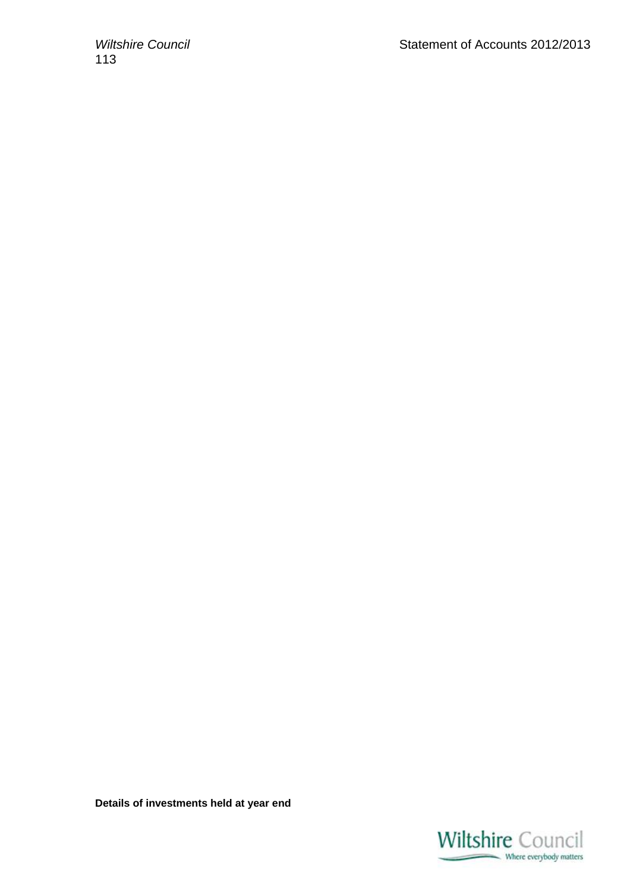**Details of investments held at year end**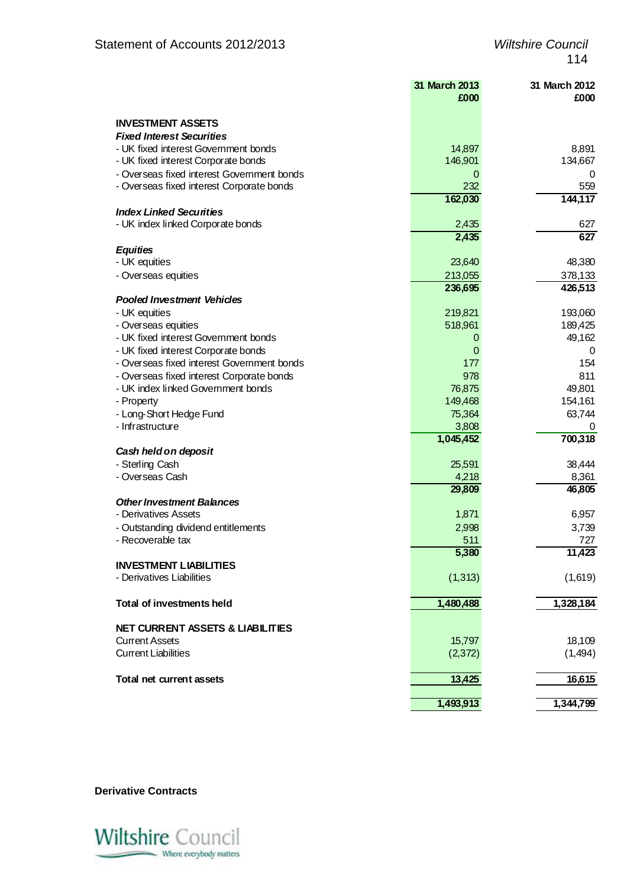| | 31 March 2013 £000 | 31 March 2012 £000 |
|---|---|---|
| **INVESTMENT ASSETS** | | |
| ***Fixed Interest Securities*** | | |
| - UK fixed interest Government bonds | 14,897 | 8,891 |
| - UK fixed interest Corporate bonds | 146,901 | 134,667 |
| - Overseas fixed interest Government bonds | 0 | 0 |
| - Overseas fixed interest Corporate bonds | 232 | 559 |
| | 162,030 | 144,117 |
| ***Index Linked Securities*** | | |
| - UK index linked Corporate bonds | 2,435 | 627 |
| | 2,435 | 627 |
| ***Equities*** | | |
| - UK equities | 23,640 | 48,380 |
| - Overseas equities | 213,055 | 378,133 |
| | 236,695 | 426,513 |
| ***Pooled Investment Vehicles*** | | |
| - UK equities | 219,821 | 193,060 |
| - Overseas equities | 518,961 | 189,425 |
| - UK fixed interest Government bonds | 0 | 49,162 |
| - UK fixed interest Corporate bonds | 0 | 0 |
| - Overseas fixed interest Government bonds | 177 | 154 |
| - Overseas fixed interest Corporate bonds | 978 | 811 |
| - UK index linked Government bonds | 76,875 | 49,801 |
| - Property | 149,468 | 154,161 |
| - Long-Short Hedge Fund | 75,364 | 63,744 |
| - Infrastructure | 3,808 | 0 |
| | 1,045,452 | 700,318 |
| ***Cash held on deposit*** | | |
| - Sterling Cash | 25,591 | 38,444 |
| - Overseas Cash | 4,218 | 8,361 |
| | 29,809 | 46,805 |
| ***Other Investment Balances*** | | |
| - Derivatives Assets | 1,871 | 6,957 |
| - Outstanding dividend entitlements | 2,998 | 3,739 |
| - Recoverable tax | 511 | 727 |
| | 5,380 | 11,423 |
| **INVESTMENT LIABILITIES** | | |
| - Derivatives Liabilities | (1,313) | (1,619) |
| **Total of investments held** | 1,480,488 | 1,328,184 |
| **NET CURRENT ASSETS & LIABILITIES** | | |
| Current Assets | 15,797 | 18,109 |
| Current Liabilities | (2,372) | (1,494) |
| **Total net current assets** | 13,425 | 16,615 |
| | 1,493,913 | 1,344,799 |

**Derivative Contracts**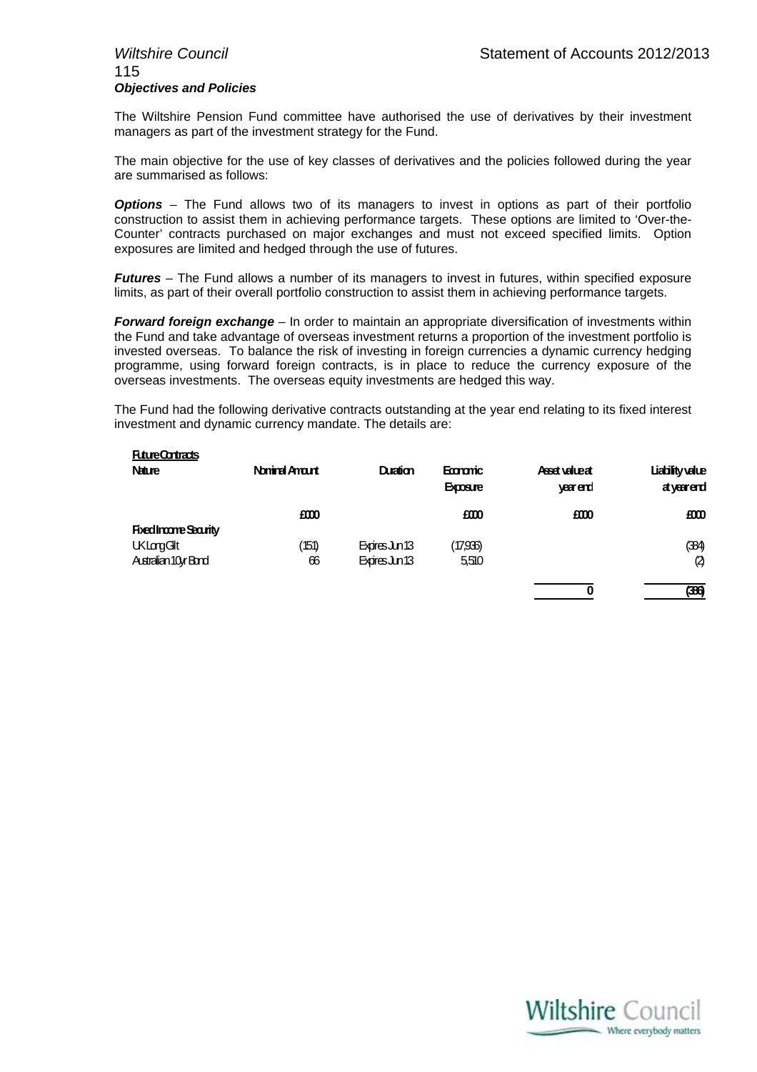### *Objectives and Policies*

The Wiltshire Pension Fund committee have authorised the use of derivatives by their investment managers as part of the investment strategy for the Fund.

The main objective for the use of key classes of derivatives and the policies followed during the year are summarised as follows:

***Options*** – The Fund allows two of its managers to invest in options as part of their portfolio construction to assist them in achieving performance targets. These options are limited to 'Over-the-Counter' contracts purchased on major exchanges and must not exceed specified limits. Option exposures are limited and hedged through the use of futures.

***Futures*** – The Fund allows a number of its managers to invest in futures, within specified exposure limits, as part of their overall portfolio construction to assist them in achieving performance targets.

***Forward foreign exchange*** – In order to maintain an appropriate diversification of investments within the Fund and take advantage of overseas investment returns a proportion of the investment portfolio is invested overseas. To balance the risk of investing in foreign currencies a dynamic currency hedging programme, using forward foreign contracts, is in place to reduce the currency exposure of the overseas investments. The overseas equity investments are hedged this way.

The Fund had the following derivative contracts outstanding at the year end relating to its fixed interest investment and dynamic currency mandate. The details are:

**Future Contracts**

| Nature | Nominal Amount | Duration | Economic Exposure | Asset value at year end | Liability value at year end |
|---|---|---|---|---|---|
| | £000 | | £000 | £000 | £000 |
| **Fixed Income Security** | | | | | |
| UK Long Gilt | (151) | Expires Jun 13 | (17,936) | | (384) |
| Australian 10yr Bond | 66 | Expires Jun 13 | 5,510 | | (2) |
| | | | | **0** | **(386)** |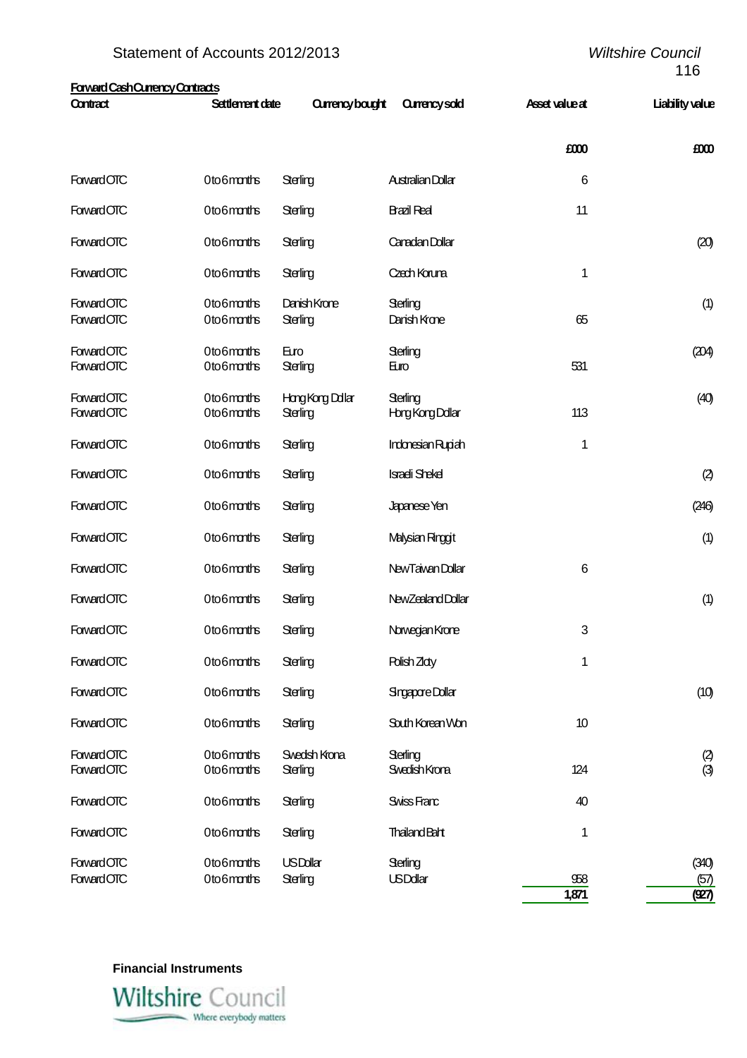**Forward Cash Currency Contracts**

| Contract | Settlement date | Currency bought | Currency sold | Asset value at | Liability value |
|---|---|---|---|---|---|
| | | | | £000 | £000 |
| Forward OTC | 0 to 6 months | Sterling | Australian Dollar | 6 | |
| Forward OTC | 0 to 6 months | Sterling | Brazil Real | 11 | |
| Forward OTC | 0 to 6 months | Sterling | Canadian Dollar | | (20) |
| Forward OTC | 0 to 6 months | Sterling | Czech Koruna | 1 | |
| Forward OTC | 0 to 6 months | Danish Krone | Sterling | | (1) |
| Forward OTC | 0 to 6 months | Sterling | Danish Krone | 65 | |
| Forward OTC | 0 to 6 months | Euro | Sterling | | (204) |
| Forward OTC | 0 to 6 months | Sterling | Euro | 531 | |
| Forward OTC | 0 to 6 months | Hong Kong Dollar | Sterling | | (40) |
| Forward OTC | 0 to 6 months | Sterling | Hong Kong Dollar | 113 | |
| Forward OTC | 0 to 6 months | Sterling | Indonesian Rupiah | 1 | |
| Forward OTC | 0 to 6 months | Sterling | Israeli Shekel | | (2) |
| Forward OTC | 0 to 6 months | Sterling | Japanese Yen | | (246) |
| Forward OTC | 0 to 6 months | Sterling | Malysian Ringgit | | (1) |
| Forward OTC | 0 to 6 months | Sterling | New Taiwan Dollar | 6 | |
| Forward OTC | 0 to 6 months | Sterling | New Zealand Dollar | | (1) |
| Forward OTC | 0 to 6 months | Sterling | Norwegian Krone | 3 | |
| Forward OTC | 0 to 6 months | Sterling | Polish Zloty | 1 | |
| Forward OTC | 0 to 6 months | Sterling | Singapore Dollar | | (10) |
| Forward OTC | 0 to 6 months | Sterling | South Korean Won | 10 | |
| Forward OTC | 0 to 6 months | Swedish Krona | Sterling | | (2) |
| Forward OTC | 0 to 6 months | Sterling | Swedish Krona | 124 | (3) |
| Forward OTC | 0 to 6 months | Sterling | Swiss Franc | 40 | |
| Forward OTC | 0 to 6 months | Sterling | Thailand Baht | 1 | |
| Forward OTC | 0 to 6 months | US Dollar | Sterling | | (340) |
| Forward OTC | 0 to 6 months | Sterling | US Dollar | 958 | (57) |
| | | | | 1,871 | (927) |

**Financial Instruments**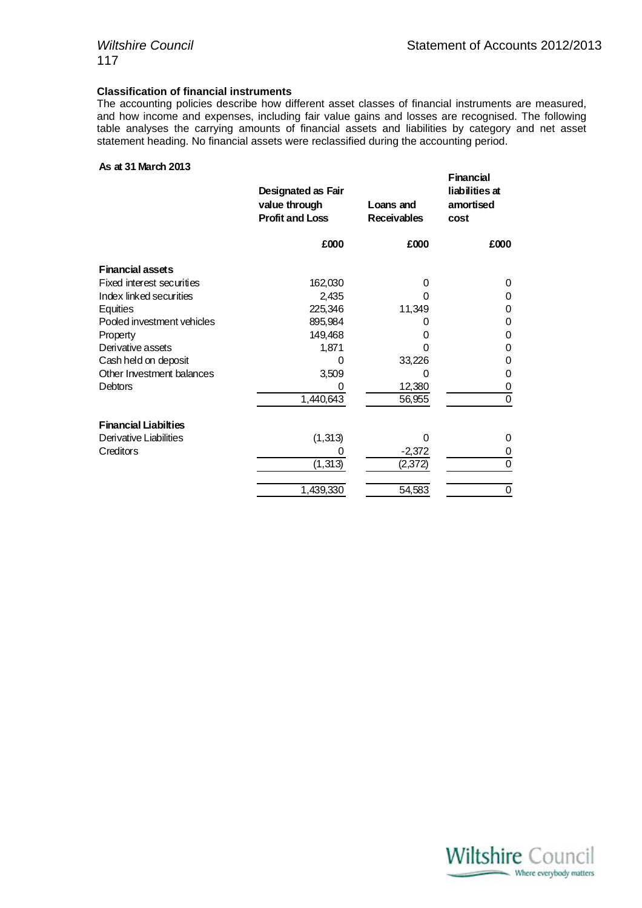### Classification of financial instruments

The accounting policies describe how different asset classes of financial instruments are measured, and how income and expenses, including fair value gains and losses are recognised. The following table analyses the carrying amounts of financial assets and liabilities by category and net asset statement heading. No financial assets were reclassified during the accounting period.

**As at 31 March 2013**

| | Designated as Fair value through Profit and Loss | Loans and Receivables | Financial liabilities at amortised cost |
|---|---|---|---|
| | £000 | £000 | £000 |
| **Financial assets** | | | |
| Fixed interest securities | 162,030 | 0 | 0 |
| Index linked securities | 2,435 | 0 | 0 |
| Equities | 225,346 | 11,349 | 0 |
| Pooled investment vehicles | 895,984 | 0 | 0 |
| Property | 149,468 | 0 | 0 |
| Derivative assets | 1,871 | 0 | 0 |
| Cash held on deposit | 0 | 33,226 | 0 |
| Other Investment balances | 3,509 | 0 | 0 |
| Debtors | 0 | 12,380 | 0 |
| | 1,440,643 | 56,955 | 0 |
| **Financial Liabilties** | | | |
| Derivative Liabilities | (1,313) | 0 | 0 |
| Creditors | 0 | -2,372 | 0 |
| | (1,313) | (2,372) | 0 |
| | 1,439,330 | 54,583 | 0 |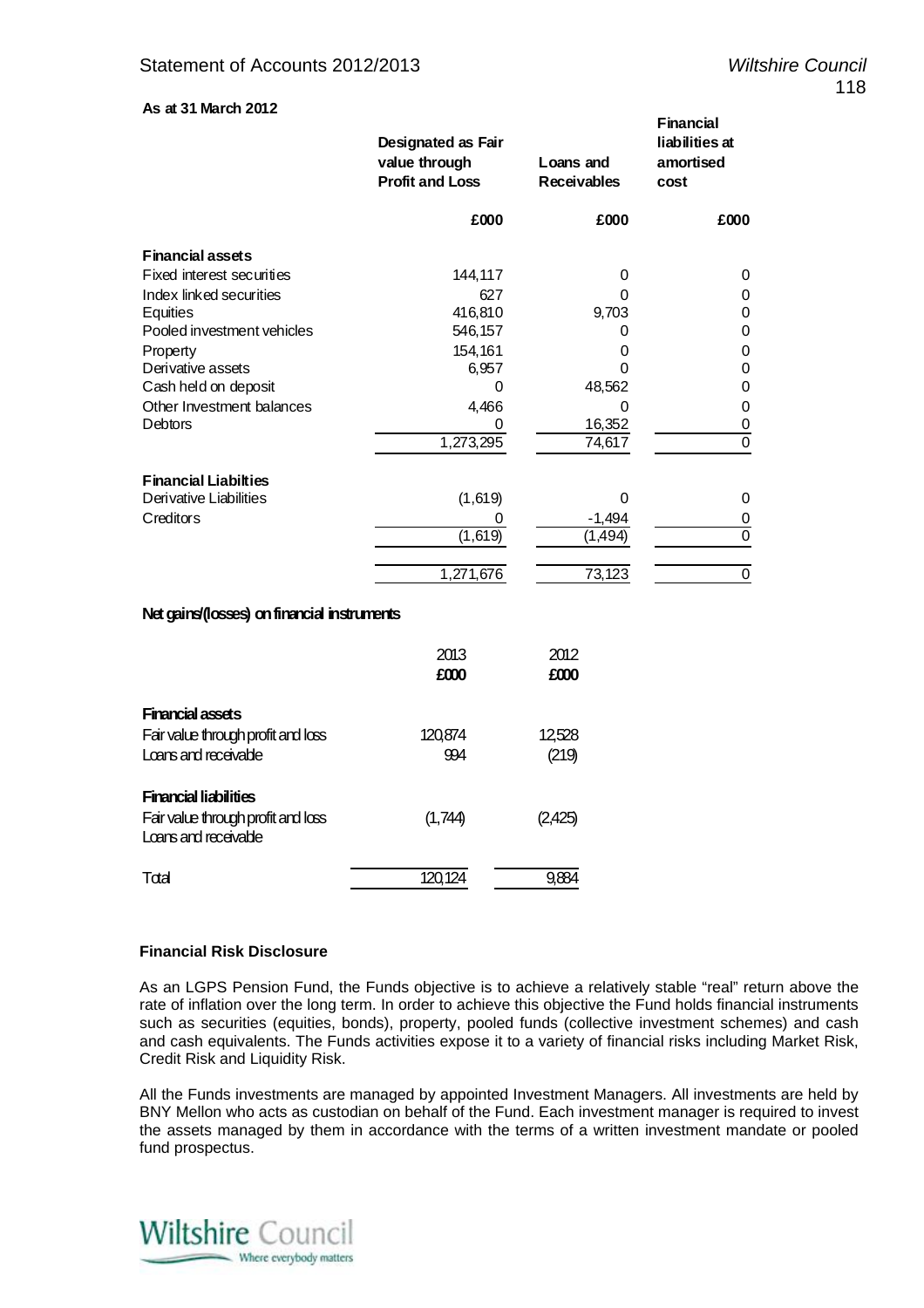**As at 31 March 2012**

| | Designated as Fair value through Profit and Loss | Loans and Receivables | Financial liabilities at amortised cost |
|---|---|---|---|
| | £000 | £000 | £000 |
| **Financial assets** | | | |
| Fixed interest securities | 144,117 | 0 | 0 |
| Index linked securities | 627 | 0 | 0 |
| Equities | 416,810 | 9,703 | 0 |
| Pooled investment vehicles | 546,157 | 0 | 0 |
| Property | 154,161 | 0 | 0 |
| Derivative assets | 6,957 | 0 | 0 |
| Cash held on deposit | 0 | 48,562 | 0 |
| Other Investment balances | 4,466 | 0 | 0 |
| Debtors | 0 | 16,352 | 0 |
| | 1,273,295 | 74,617 | 0 |
| **Financial Liabilties** | | | |
| Derivative Liabilities | (1,619) | 0 | 0 |
| Creditors | 0 | -1,494 | 0 |
| | (1,619) | (1,494) | 0 |
| | 1,271,676 | 73,123 | 0 |

**Net gains/(losses) on financial instruments**

| | 2013 £000 | 2012 £000 |
|---|---|---|
| **Financial assets** | | |
| Fair value through profit and loss | 120,874 | 12,528 |
| Loans and receivable | 994 | (219) |
| **Financial liabilities** | | |
| Fair value through profit and loss | (1,744) | (2,425) |
| Loans and receivable | | |
| Total | 120,124 | 9,884 |

**Financial Risk Disclosure**

As an LGPS Pension Fund, the Funds objective is to achieve a relatively stable "real" return above the rate of inflation over the long term. In order to achieve this objective the Fund holds financial instruments such as securities (equities, bonds), property, pooled funds (collective investment schemes) and cash and cash equivalents. The Funds activities expose it to a variety of financial risks including Market Risk, Credit Risk and Liquidity Risk.

All the Funds investments are managed by appointed Investment Managers. All investments are held by BNY Mellon who acts as custodian on behalf of the Fund. Each investment manager is required to invest the assets managed by them in accordance with the terms of a written investment mandate or pooled fund prospectus.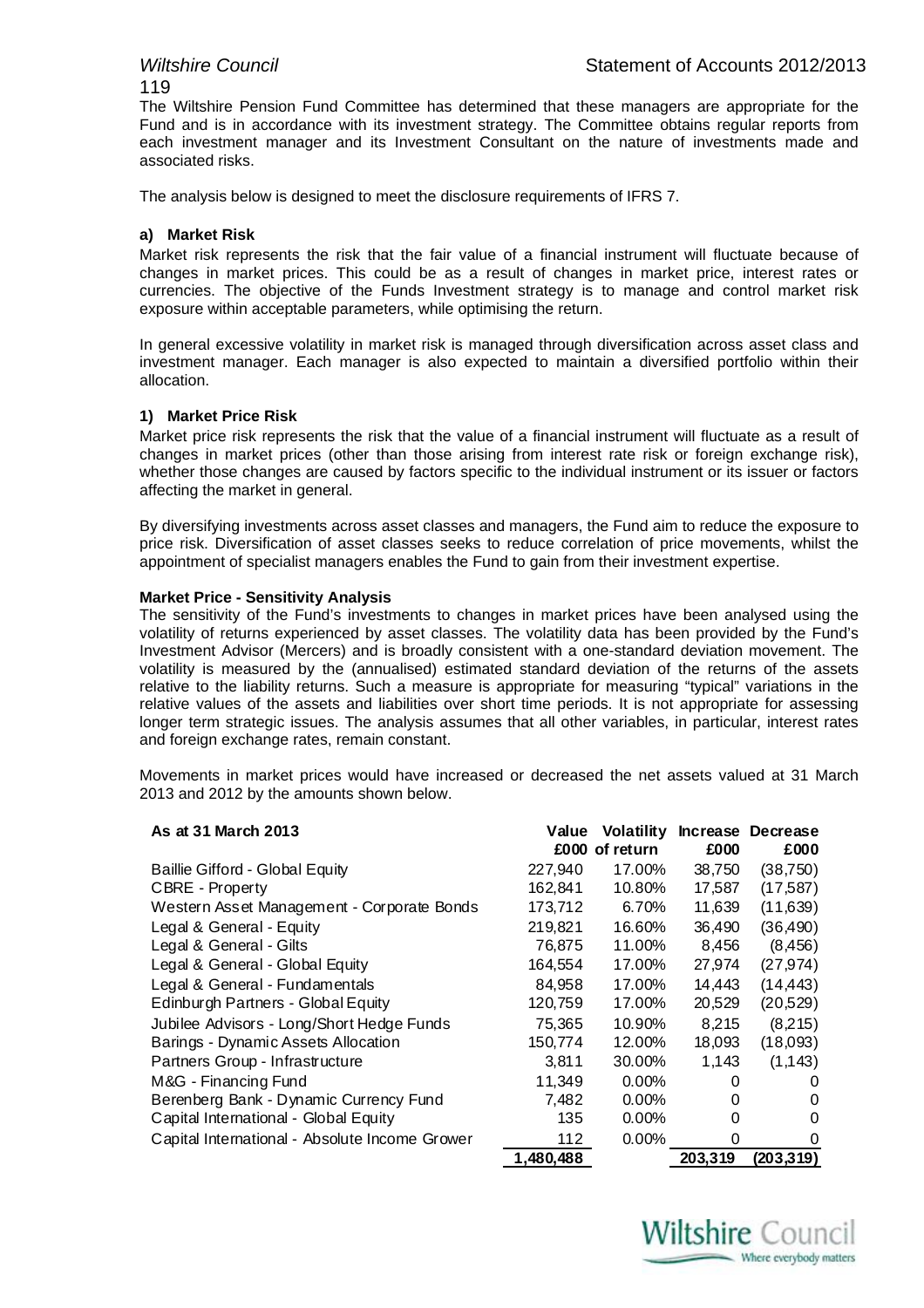The Wiltshire Pension Fund Committee has determined that these managers are appropriate for the Fund and is in accordance with its investment strategy. The Committee obtains regular reports from each investment manager and its Investment Consultant on the nature of investments made and associated risks.

The analysis below is designed to meet the disclosure requirements of IFRS 7.

#### a) Market Risk

Market risk represents the risk that the fair value of a financial instrument will fluctuate because of changes in market prices. This could be as a result of changes in market price, interest rates or currencies. The objective of the Funds Investment strategy is to manage and control market risk exposure within acceptable parameters, while optimising the return.

In general excessive volatility in market risk is managed through diversification across asset class and investment manager. Each manager is also expected to maintain a diversified portfolio within their allocation.

#### 1) Market Price Risk

Market price risk represents the risk that the value of a financial instrument will fluctuate as a result of changes in market prices (other than those arising from interest rate risk or foreign exchange risk), whether those changes are caused by factors specific to the individual instrument or its issuer or factors affecting the market in general.

By diversifying investments across asset classes and managers, the Fund aim to reduce the exposure to price risk. Diversification of asset classes seeks to reduce correlation of price movements, whilst the appointment of specialist managers enables the Fund to gain from their investment expertise.

**Market Price - Sensitivity Analysis**

The sensitivity of the Fund's investments to changes in market prices have been analysed using the volatility of returns experienced by asset classes. The volatility data has been provided by the Fund's Investment Advisor (Mercers) and is broadly consistent with a one-standard deviation movement. The volatility is measured by the (annualised) estimated standard deviation of the returns of the assets relative to the liability returns. Such a measure is appropriate for measuring "typical" variations in the relative values of the assets and liabilities over short time periods. It is not appropriate for assessing longer term strategic issues. The analysis assumes that all other variables, in particular, interest rates and foreign exchange rates, remain constant.

Movements in market prices would have increased or decreased the net assets valued at 31 March 2013 and 2012 by the amounts shown below.

| As at 31 March 2013 | Value £000 | Volatility of return | Increase £000 | Decrease £000 |
|---|---|---|---|---|
| Baillie Gifford - Global Equity | 227,940 | 17.00% | 38,750 | (38,750) |
| CBRE - Property | 162,841 | 10.80% | 17,587 | (17,587) |
| Western Asset Management - Corporate Bonds | 173,712 | 6.70% | 11,639 | (11,639) |
| Legal & General - Equity | 219,821 | 16.60% | 36,490 | (36,490) |
| Legal & General - Gilts | 76,875 | 11.00% | 8,456 | (8,456) |
| Legal & General - Global Equity | 164,554 | 17.00% | 27,974 | (27,974) |
| Legal & General - Fundamentals | 84,958 | 17.00% | 14,443 | (14,443) |
| Edinburgh Partners - Global Equity | 120,759 | 17.00% | 20,529 | (20,529) |
| Jubilee Advisors - Long/Short Hedge Funds | 75,365 | 10.90% | 8,215 | (8,215) |
| Barings - Dynamic Assets Allocation | 150,774 | 12.00% | 18,093 | (18,093) |
| Partners Group - Infrastructure | 3,811 | 30.00% | 1,143 | (1,143) |
| M&G - Financing Fund | 11,349 | 0.00% | 0 | 0 |
| Berenberg Bank - Dynamic Currency Fund | 7,482 | 0.00% | 0 | 0 |
| Capital International - Global Equity | 135 | 0.00% | 0 | 0 |
| Capital International - Absolute Income Grower | 112 | 0.00% | 0 | 0 |
| | **1,480,488** | | **203,319** | **(203,319)** |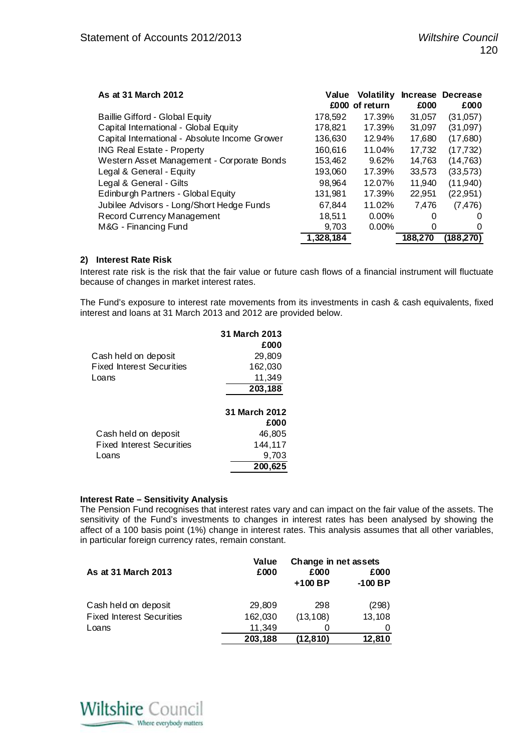| As at 31 March 2012 | Value £000 | Volatility of return | Increase £000 | Decrease £000 |
|---|---|---|---|---|
| Baillie Gifford - Global Equity | 178,592 | 17.39% | 31,057 | (31,057) |
| Capital International - Global Equity | 178,821 | 17.39% | 31,097 | (31,097) |
| Capital International - Absolute Income Grower | 136,630 | 12.94% | 17,680 | (17,680) |
| ING Real Estate - Property | 160,616 | 11.04% | 17,732 | (17,732) |
| Western Asset Management - Corporate Bonds | 153,462 | 9.62% | 14,763 | (14,763) |
| Legal & General - Equity | 193,060 | 17.39% | 33,573 | (33,573) |
| Legal & General - Gilts | 98,964 | 12.07% | 11,940 | (11,940) |
| Edinburgh Partners - Global Equity | 131,981 | 17.39% | 22,951 | (22,951) |
| Jubilee Advisors - Long/Short Hedge Funds | 67,844 | 11.02% | 7,476 | (7,476) |
| Record Currency Management | 18,511 | 0.00% | 0 | 0 |
| M&G - Financing Fund | 9,703 | 0.00% | 0 | 0 |
| | **1,328,184** | | **188,270** | **(188,270)** |

### 2) Interest Rate Risk

Interest rate risk is the risk that the fair value or future cash flows of a financial instrument will fluctuate because of changes in market interest rates.

The Fund's exposure to interest rate movements from its investments in cash & cash equivalents, fixed interest and loans at 31 March 2013 and 2012 are provided below.

| | 31 March 2013 £000 |
|---|---|
| Cash held on deposit | 29,809 |
| Fixed Interest Securities | 162,030 |
| Loans | 11,349 |
| | **203,188** |

| | 31 March 2012 £000 |
|---|---|
| Cash held on deposit | 46,805 |
| Fixed Interest Securities | 144,117 |
| Loans | 9,703 |
| | **200,625** |

**Interest Rate – Sensitivity Analysis**

The Pension Fund recognises that interest rates vary and can impact on the fair value of the assets. The sensitivity of the Fund's investments to changes in interest rates has been analysed by showing the affect of a 100 basis point (1%) change in interest rates. This analysis assumes that all other variables, in particular foreign currency rates, remain constant.

| As at 31 March 2013 | Value £000 | Change in net assets £000 +100 BP | £000 -100 BP |
|---|---|---|---|
| Cash held on deposit | 29,809 | 298 | (298) |
| Fixed Interest Securities | 162,030 | (13,108) | 13,108 |
| Loans | 11,349 | 0 | 0 |
| | **203,188** | **(12,810)** | **12,810** |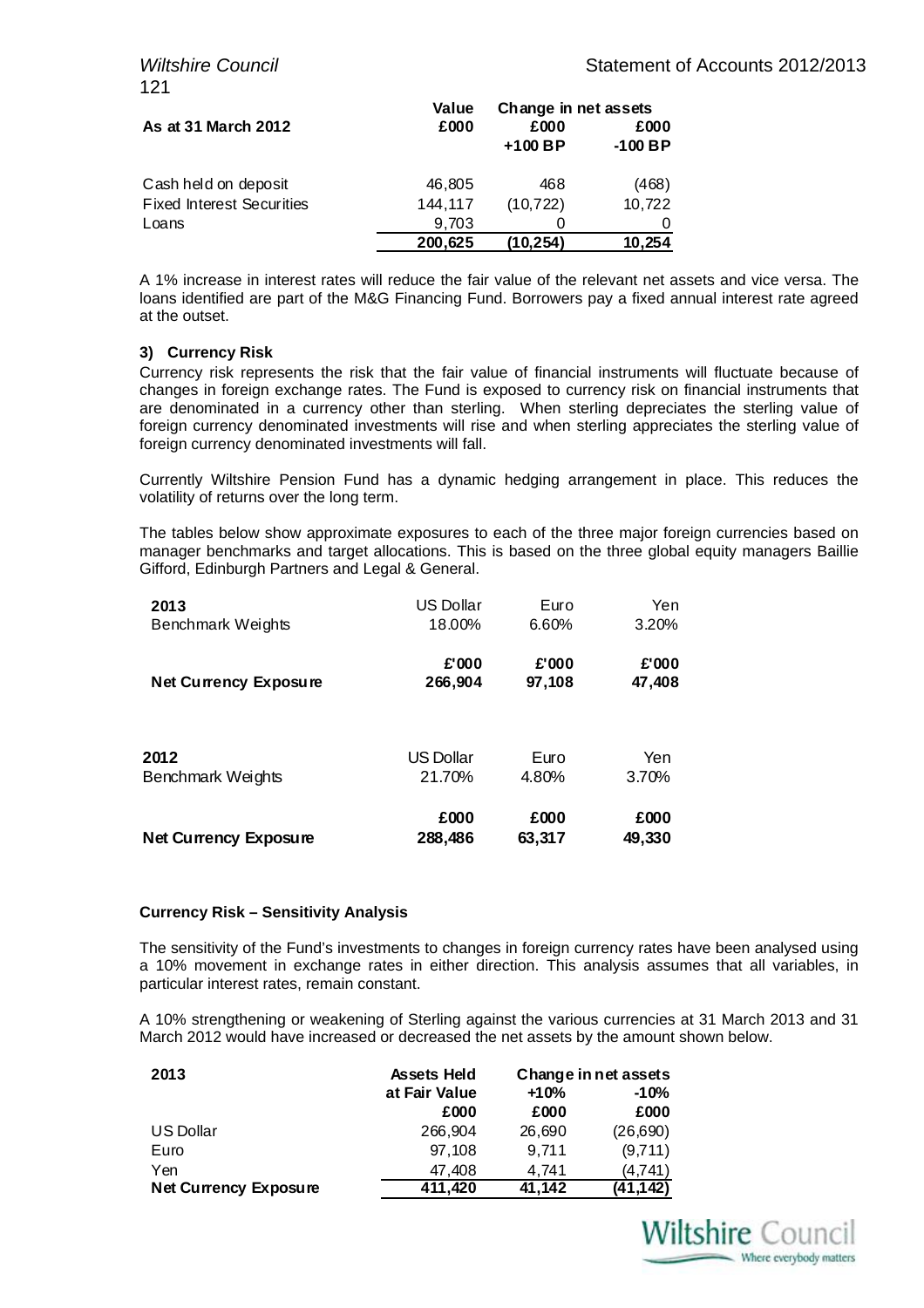| As at 31 March 2012 | Value £000 | Change in net assets £000 +100 BP | £000 -100 BP |
|---|---|---|---|
| Cash held on deposit | 46,805 | 468 | (468) |
| Fixed Interest Securities | 144,117 | (10,722) | 10,722 |
| Loans | 9,703 | 0 | 0 |
| | **200,625** | **(10,254)** | **10,254** |

A 1% increase in interest rates will reduce the fair value of the relevant net assets and vice versa. The loans identified are part of the M&G Financing Fund. Borrowers pay a fixed annual interest rate agreed at the outset.

### 3) Currency Risk

Currency risk represents the risk that the fair value of financial instruments will fluctuate because of changes in foreign exchange rates. The Fund is exposed to currency risk on financial instruments that are denominated in a currency other than sterling. When sterling depreciates the sterling value of foreign currency denominated investments will rise and when sterling appreciates the sterling value of foreign currency denominated investments will fall.

Currently Wiltshire Pension Fund has a dynamic hedging arrangement in place. This reduces the volatility of returns over the long term.

The tables below show approximate exposures to each of the three major foreign currencies based on manager benchmarks and target allocations. This is based on the three global equity managers Baillie Gifford, Edinburgh Partners and Legal & General.

| 2013 | US Dollar | Euro | Yen |
|---|---|---|---|
| Benchmark Weights | 18.00% | 6.60% | 3.20% |
| | **£'000** | **£'000** | **£'000** |
| **Net Currency Exposure** | **266,904** | **97,108** | **47,408** |

| 2012 | US Dollar | Euro | Yen |
|---|---|---|---|
| Benchmark Weights | 21.70% | 4.80% | 3.70% |
| | **£000** | **£000** | **£000** |
| **Net Currency Exposure** | **288,486** | **63,317** | **49,330** |

**Currency Risk – Sensitivity Analysis**

The sensitivity of the Fund's investments to changes in foreign currency rates have been analysed using a 10% movement in exchange rates in either direction. This analysis assumes that all variables, in particular interest rates, remain constant.

A 10% strengthening or weakening of Sterling against the various currencies at 31 March 2013 and 31 March 2012 would have increased or decreased the net assets by the amount shown below.

| 2013 | Assets Held at Fair Value £000 | Change in net assets +10% £000 | -10% £000 |
|---|---|---|---|
| US Dollar | 266,904 | 26,690 | (26,690) |
| Euro | 97,108 | 9,711 | (9,711) |
| Yen | 47,408 | 4,741 | (4,741) |
| **Net Currency Exposure** | **411,420** | **41,142** | **(41,142)** |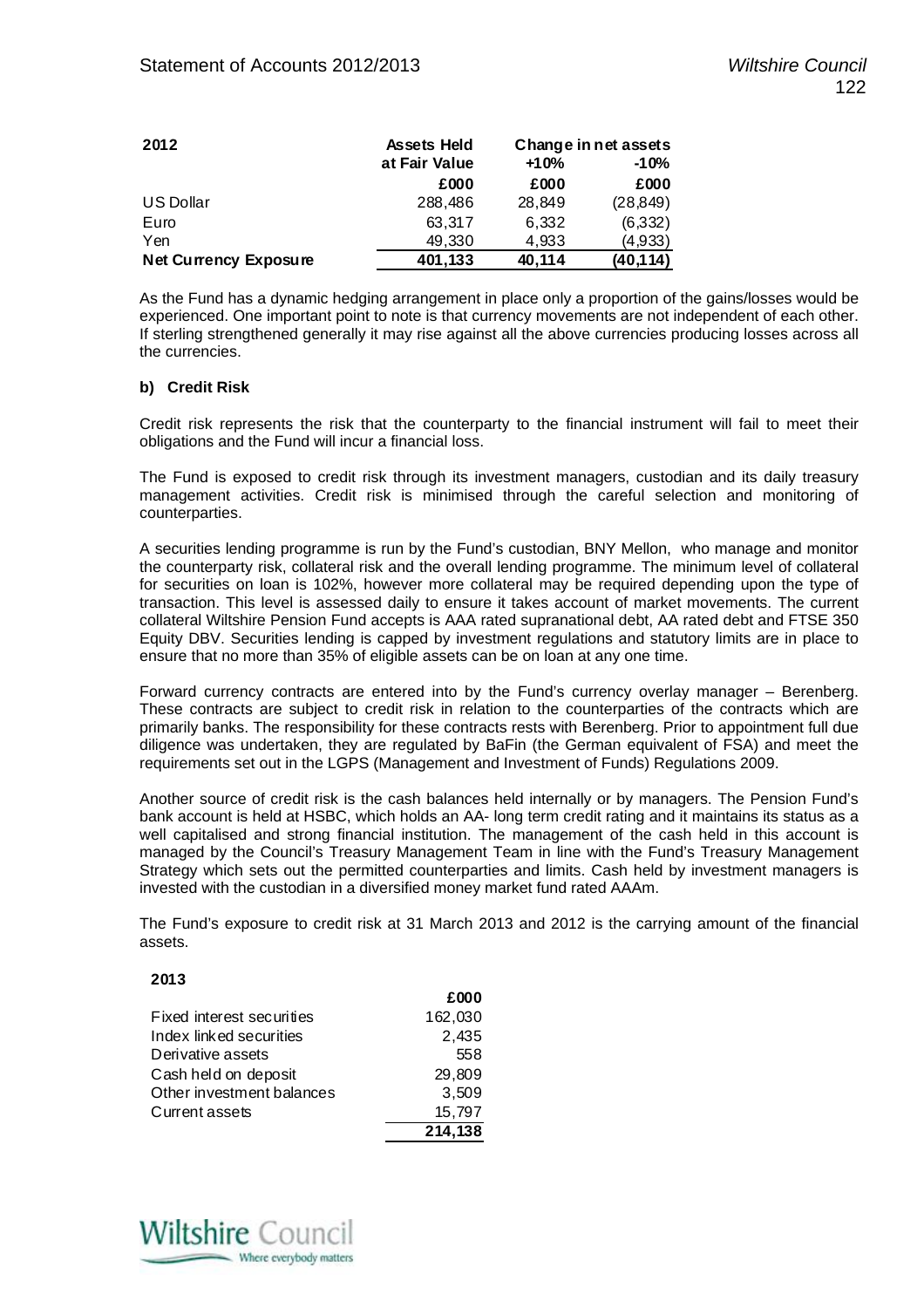| 2012 | Assets Held at Fair Value | Change in net assets | |
|---|---|---|---|
| | | +10% | -10% |
| | £000 | £000 | £000 |
| US Dollar | 288,486 | 28,849 | (28,849) |
| Euro | 63,317 | 6,332 | (6,332) |
| Yen | 49,330 | 4,933 | (4,933) |
| **Net Currency Exposure** | **401,133** | **40,114** | **(40,114)** |

As the Fund has a dynamic hedging arrangement in place only a proportion of the gains/losses would be experienced. One important point to note is that currency movements are not independent of each other. If sterling strengthened generally it may rise against all the above currencies producing losses across all the currencies.

**b) Credit Risk**

Credit risk represents the risk that the counterparty to the financial instrument will fail to meet their obligations and the Fund will incur a financial loss.

The Fund is exposed to credit risk through its investment managers, custodian and its daily treasury management activities. Credit risk is minimised through the careful selection and monitoring of counterparties.

A securities lending programme is run by the Fund's custodian, BNY Mellon, who manage and monitor the counterparty risk, collateral risk and the overall lending programme. The minimum level of collateral for securities on loan is 102%, however more collateral may be required depending upon the type of transaction. This level is assessed daily to ensure it takes account of market movements. The current collateral Wiltshire Pension Fund accepts is AAA rated supranational debt, AA rated debt and FTSE 350 Equity DBV. Securities lending is capped by investment regulations and statutory limits are in place to ensure that no more than 35% of eligible assets can be on loan at any one time.

Forward currency contracts are entered into by the Fund's currency overlay manager – Berenberg. These contracts are subject to credit risk in relation to the counterparties of the contracts which are primarily banks. The responsibility for these contracts rests with Berenberg. Prior to appointment full due diligence was undertaken, they are regulated by BaFin (the German equivalent of FSA) and meet the requirements set out in the LGPS (Management and Investment of Funds) Regulations 2009.

Another source of credit risk is the cash balances held internally or by managers. The Pension Fund's bank account is held at HSBC, which holds an AA- long term credit rating and it maintains its status as a well capitalised and strong financial institution. The management of the cash held in this account is managed by the Council's Treasury Management Team in line with the Fund's Treasury Management Strategy which sets out the permitted counterparties and limits. Cash held by investment managers is invested with the custodian in a diversified money market fund rated AAAm.

The Fund's exposure to credit risk at 31 March 2013 and 2012 is the carrying amount of the financial assets.

| 2013 | £000 |
|---|---|
| Fixed interest securities | 162,030 |
| Index linked securities | 2,435 |
| Derivative assets | 558 |
| Cash held on deposit | 29,809 |
| Other investment balances | 3,509 |
| Current assets | 15,797 |
| | **214,138** |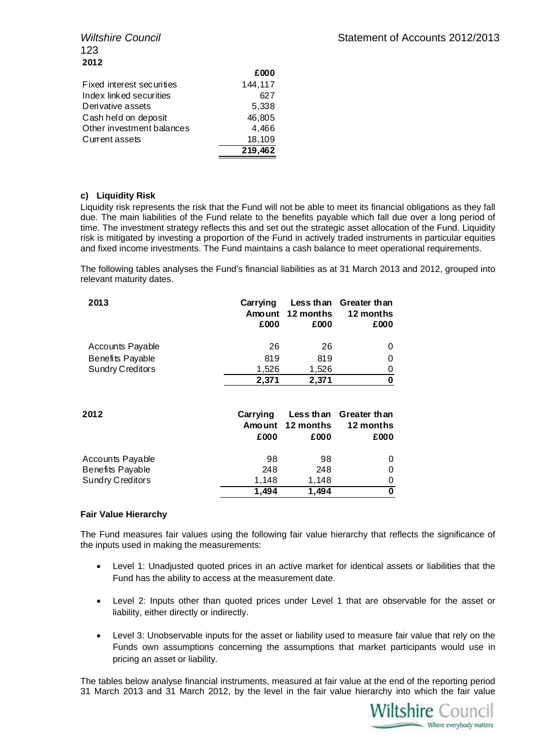**2012**

| | £000 |
|---|---|
| Fixed interest securities | 144,117 |
| Index linked securities | 627 |
| Derivative assets | 5,338 |
| Cash held on deposit | 46,805 |
| Other investment balances | 4,466 |
| Current assets | 18,109 |
| | **219,462** |

**c) Liquidity Risk**

Liquidity risk represents the risk that the Fund will not be able to meet its financial obligations as they fall due. The main liabilities of the Fund relate to the benefits payable which fall due over a long period of time. The investment strategy reflects this and set out the strategic asset allocation of the Fund. Liquidity risk is mitigated by investing a proportion of the Fund in actively traded instruments in particular equities and fixed income investments. The Fund maintains a cash balance to meet operational requirements.

The following tables analyses the Fund's financial liabilities as at 31 March 2013 and 2012, grouped into relevant maturity dates.

| 2013 | Carrying Amount £000 | Less than 12 months £000 | Greater than 12 months £000 |
|---|---|---|---|
| Accounts Payable | 26 | 26 | 0 |
| Benefits Payable | 819 | 819 | 0 |
| Sundry Creditors | 1,526 | 1,526 | 0 |
| | **2,371** | **2,371** | **0** |

| 2012 | Carrying Amount £000 | Less than 12 months £000 | Greater than 12 months £000 |
|---|---|---|---|
| Accounts Payable | 98 | 98 | 0 |
| Benefits Payable | 248 | 248 | 0 |
| Sundry Creditors | 1,148 | 1,148 | 0 |
| | **1,494** | **1,494** | **0** |

**Fair Value Hierarchy**

The Fund measures fair values using the following fair value hierarchy that reflects the significance of the inputs used in making the measurements:

- Level 1: Unadjusted quoted prices in an active market for identical assets or liabilities that the Fund has the ability to access at the measurement date.
- Level 2: Inputs other than quoted prices under Level 1 that are observable for the asset or liability, either directly or indirectly.
- Level 3: Unobservable inputs for the asset or liability used to measure fair value that rely on the Funds own assumptions concerning the assumptions that market participants would use in pricing an asset or liability.

The tables below analyse financial instruments, measured at fair value at the end of the reporting period 31 March 2013 and 31 March 2012, by the level in the fair value hierarchy into which the fair value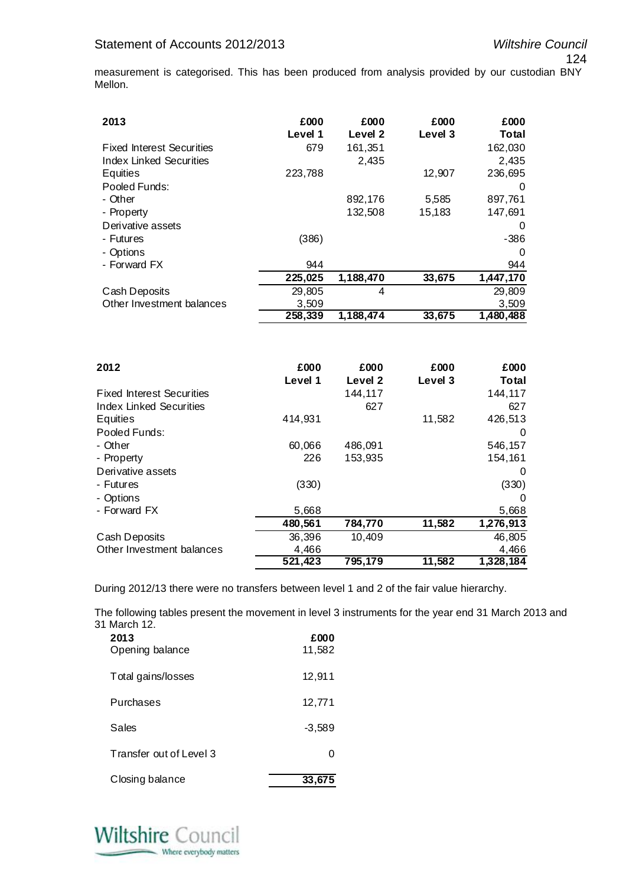measurement is categorised. This has been produced from analysis provided by our custodian BNY Mellon.

| 2013 | £000 Level 1 | £000 Level 2 | £000 Level 3 | £000 Total |
|---|---|---|---|---|
| Fixed Interest Securities | 679 | 161,351 | | 162,030 |
| Index Linked Securities | | 2,435 | | 2,435 |
| Equities | 223,788 | | 12,907 | 236,695 |
| Pooled Funds: | | | | 0 |
| - Other | | 892,176 | 5,585 | 897,761 |
| - Property | | 132,508 | 15,183 | 147,691 |
| Derivative assets | | | | 0 |
| - Futures | (386) | | | -386 |
| - Options | | | | 0 |
| - Forward FX | 944 | | | 944 |
| | **225,025** | **1,188,470** | **33,675** | **1,447,170** |
| Cash Deposits | 29,805 | 4 | | 29,809 |
| Other Investment balances | 3,509 | | | 3,509 |
| | **258,339** | **1,188,474** | **33,675** | **1,480,488** |

| 2012 | £000 Level 1 | £000 Level 2 | £000 Level 3 | £000 Total |
|---|---|---|---|---|
| Fixed Interest Securities | | 144,117 | | 144,117 |
| Index Linked Securities | | 627 | | 627 |
| Equities | 414,931 | | 11,582 | 426,513 |
| Pooled Funds: | | | | 0 |
| - Other | 60,066 | 486,091 | | 546,157 |
| - Property | 226 | 153,935 | | 154,161 |
| Derivative assets | | | | 0 |
| - Futures | (330) | | | (330) |
| - Options | | | | 0 |
| - Forward FX | 5,668 | | | 5,668 |
| | **480,561** | **784,770** | **11,582** | **1,276,913** |
| Cash Deposits | 36,396 | 10,409 | | 46,805 |
| Other Investment balances | 4,466 | | | 4,466 |
| | **521,423** | **795,179** | **11,582** | **1,328,184** |

During 2012/13 there were no transfers between level 1 and 2 of the fair value hierarchy.

The following tables present the movement in level 3 instruments for the year end 31 March 2013 and 31 March 12.

| 2013 | £000 |
|---|---|
| Opening balance | 11,582 |
| Total gains/losses | 12,911 |
| Purchases | 12,771 |
| Sales | -3,589 |
| Transfer out of Level 3 | 0 |
| Closing balance | **33,675** |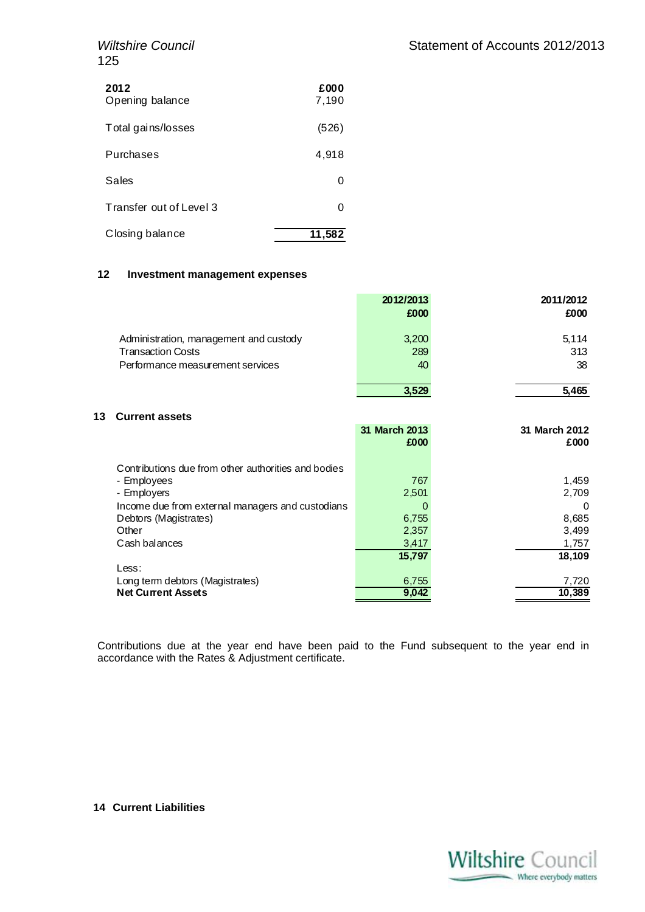| 2012 | £000 |
|---|---|
| Opening balance | 7,190 |
| Total gains/losses | (526) |
| Purchases | 4,918 |
| Sales | 0 |
| Transfer out of Level 3 | 0 |
| Closing balance | 11,582 |

## 12 Investment management expenses

| | 2012/2013 £000 | 2011/2012 £000 |
|---|---|---|
| Administration, management and custody | 3,200 | 5,114 |
| Transaction Costs | 289 | 313 |
| Performance measurement services | 40 | 38 |
| | **3,529** | **5,465** |

## 13 Current assets

| | 31 March 2013 £000 | 31 March 2012 £000 |
|---|---|---|
| Contributions due from other authorities and bodies | | |
| - Employees | 767 | 1,459 |
| - Employers | 2,501 | 2,709 |
| Income due from external managers and custodians | 0 | 0 |
| Debtors (Magistrates) | 6,755 | 8,685 |
| Other | 2,357 | 3,499 |
| Cash balances | 3,417 | 1,757 |
| | **15,797** | **18,109** |
| Less: | | |
| Long term debtors (Magistrates) | 6,755 | 7,720 |
| **Net Current Assets** | **9,042** | **10,389** |

Contributions due at the year end have been paid to the Fund subsequent to the year end in accordance with the Rates & Adjustment certificate.

## 14 Current Liabilities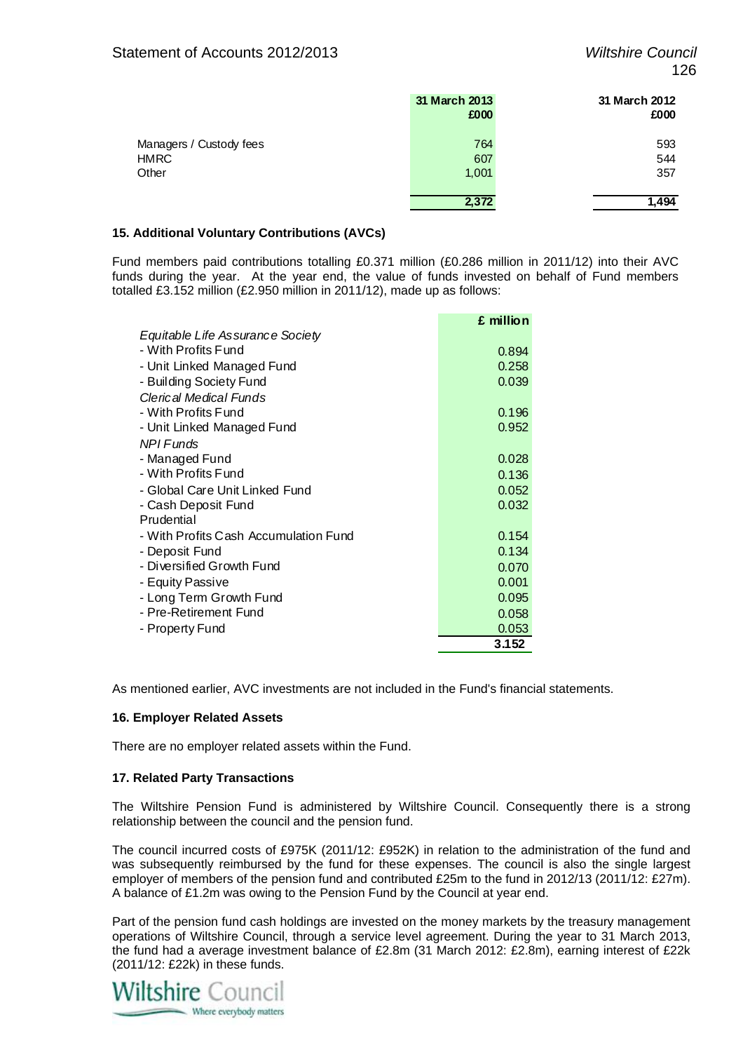| | 31 March 2013 £000 | 31 March 2012 £000 |
|---|---|---|
| Managers / Custody fees | 764 | 593 |
| HMRC | 607 | 544 |
| Other | 1,001 | 357 |
| | **2,372** | **1,494** |

### 15. Additional Voluntary Contributions (AVCs)

Fund members paid contributions totalling £0.371 million (£0.286 million in 2011/12) into their AVC funds during the year. At the year end, the value of funds invested on behalf of Fund members totalled £3.152 million (£2.950 million in 2011/12), made up as follows:

| | £ million |
|---|---|
| *Equitable Life Assurance Society* | |
| - With Profits Fund | 0.894 |
| - Unit Linked Managed Fund | 0.258 |
| - Building Society Fund | 0.039 |
| *Clerical Medical Funds* | |
| - With Profits Fund | 0.196 |
| - Unit Linked Managed Fund | 0.952 |
| *NPI Funds* | |
| - Managed Fund | 0.028 |
| - With Profits Fund | 0.136 |
| - Global Care Unit Linked Fund | 0.052 |
| - Cash Deposit Fund | 0.032 |
| Prudential | |
| - With Profits Cash Accumulation Fund | 0.154 |
| - Deposit Fund | 0.134 |
| - Diversified Growth Fund | 0.070 |
| - Equity Passive | 0.001 |
| - Long Term Growth Fund | 0.095 |
| - Pre-Retirement Fund | 0.058 |
| - Property Fund | 0.053 |
| | **3.152** |

As mentioned earlier, AVC investments are not included in the Fund's financial statements.

### 16. Employer Related Assets

There are no employer related assets within the Fund.

### 17. Related Party Transactions

The Wiltshire Pension Fund is administered by Wiltshire Council. Consequently there is a strong relationship between the council and the pension fund.

The council incurred costs of £975K (2011/12: £952K) in relation to the administration of the fund and was subsequently reimbursed by the fund for these expenses. The council is also the single largest employer of members of the pension fund and contributed £25m to the fund in 2012/13 (2011/12: £27m). A balance of £1.2m was owing to the Pension Fund by the Council at year end.

Part of the pension fund cash holdings are invested on the money markets by the treasury management operations of Wiltshire Council, through a service level agreement. During the year to 31 March 2013, the fund had a average investment balance of £2.8m (31 March 2012: £2.8m), earning interest of £22k (2011/12: £22k) in these funds.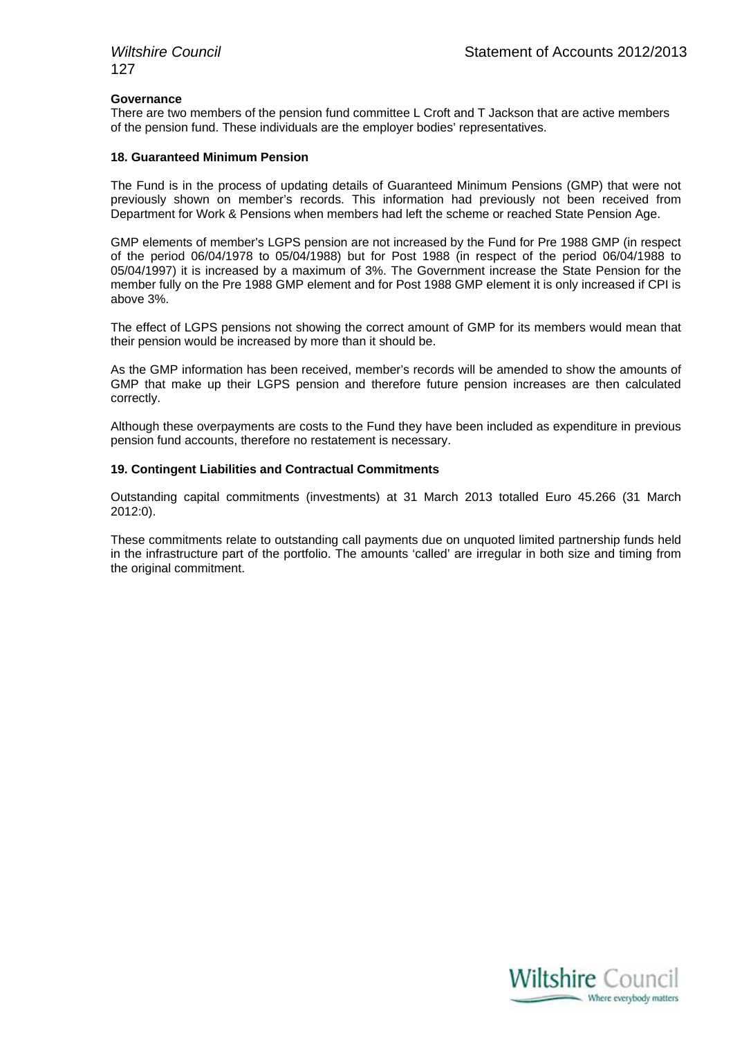**Governance**

There are two members of the pension fund committee L Croft and T Jackson that are active members of the pension fund. These individuals are the employer bodies' representatives.

**18. Guaranteed Minimum Pension**

The Fund is in the process of updating details of Guaranteed Minimum Pensions (GMP) that were not previously shown on member's records. This information had previously not been received from Department for Work & Pensions when members had left the scheme or reached State Pension Age.

GMP elements of member's LGPS pension are not increased by the Fund for Pre 1988 GMP (in respect of the period 06/04/1978 to 05/04/1988) but for Post 1988 (in respect of the period 06/04/1988 to 05/04/1997) it is increased by a maximum of 3%. The Government increase the State Pension for the member fully on the Pre 1988 GMP element and for Post 1988 GMP element it is only increased if CPI is above 3%.

The effect of LGPS pensions not showing the correct amount of GMP for its members would mean that their pension would be increased by more than it should be.

As the GMP information has been received, member's records will be amended to show the amounts of GMP that make up their LGPS pension and therefore future pension increases are then calculated correctly.

Although these overpayments are costs to the Fund they have been included as expenditure in previous pension fund accounts, therefore no restatement is necessary.

**19. Contingent Liabilities and Contractual Commitments**

Outstanding capital commitments (investments) at 31 March 2013 totalled Euro 45.266 (31 March 2012:0).

These commitments relate to outstanding call payments due on unquoted limited partnership funds held in the infrastructure part of the portfolio. The amounts 'called' are irregular in both size and timing from the original commitment.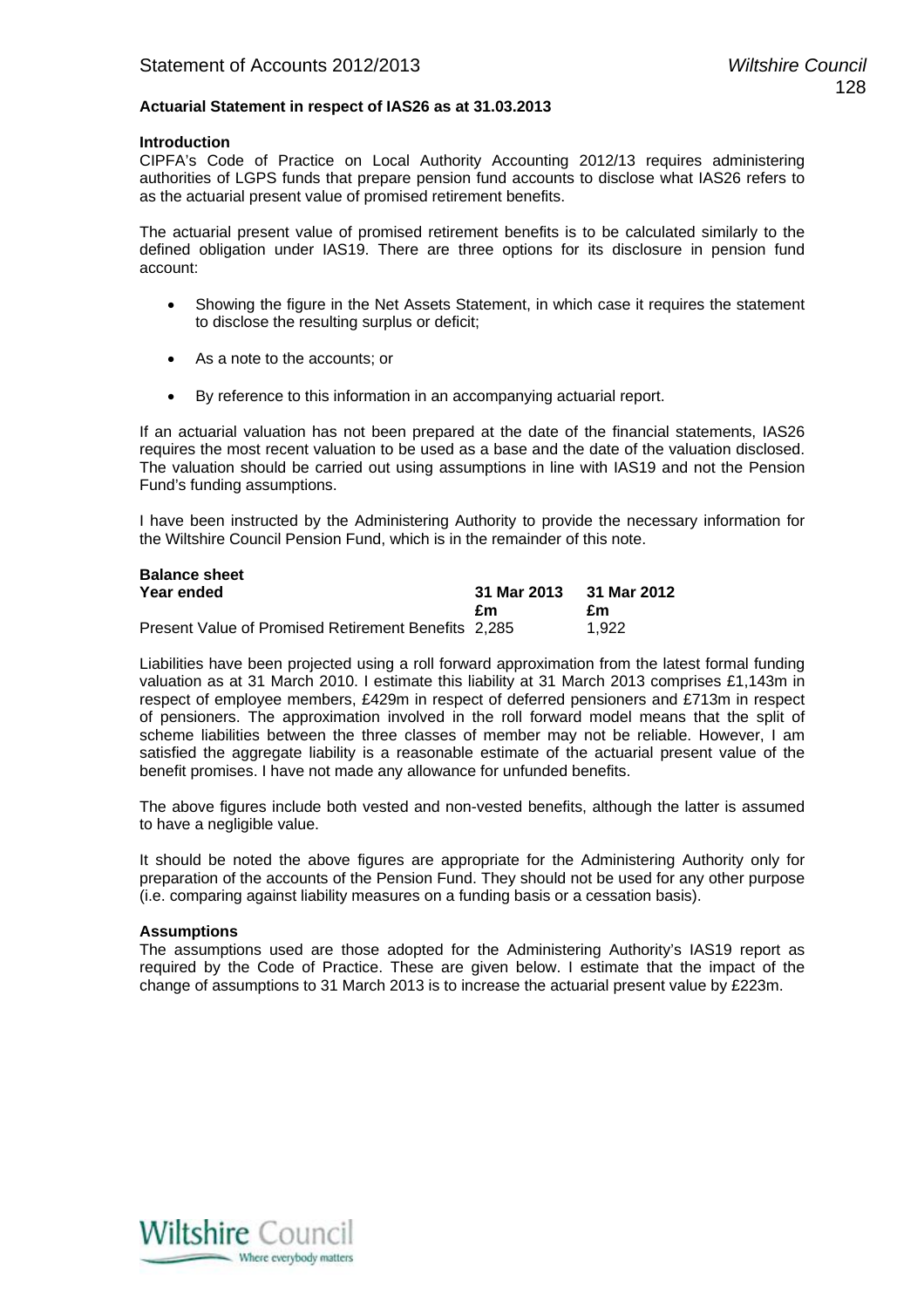**Actuarial Statement in respect of IAS26 as at 31.03.2013**

**Introduction**

CIPFA's Code of Practice on Local Authority Accounting 2012/13 requires administering authorities of LGPS funds that prepare pension fund accounts to disclose what IAS26 refers to as the actuarial present value of promised retirement benefits.

The actuarial present value of promised retirement benefits is to be calculated similarly to the defined obligation under IAS19. There are three options for its disclosure in pension fund account:

- Showing the figure in the Net Assets Statement, in which case it requires the statement to disclose the resulting surplus or deficit;
- As a note to the accounts; or
- By reference to this information in an accompanying actuarial report.

If an actuarial valuation has not been prepared at the date of the financial statements, IAS26 requires the most recent valuation to be used as a base and the date of the valuation disclosed. The valuation should be carried out using assumptions in line with IAS19 and not the Pension Fund's funding assumptions.

I have been instructed by the Administering Authority to provide the necessary information for the Wiltshire Council Pension Fund, which is in the remainder of this note.

**Balance sheet**

| Year ended | 31 Mar 2013 | 31 Mar 2012 |
|---|---|---|
| | £m | £m |
| Present Value of Promised Retirement Benefits | 2,285 | 1,922 |

Liabilities have been projected using a roll forward approximation from the latest formal funding valuation as at 31 March 2010. I estimate this liability at 31 March 2013 comprises £1,143m in respect of employee members, £429m in respect of deferred pensioners and £713m in respect of pensioners. The approximation involved in the roll forward model means that the split of scheme liabilities between the three classes of member may not be reliable. However, I am satisfied the aggregate liability is a reasonable estimate of the actuarial present value of the benefit promises. I have not made any allowance for unfunded benefits.

The above figures include both vested and non-vested benefits, although the latter is assumed to have a negligible value.

It should be noted the above figures are appropriate for the Administering Authority only for preparation of the accounts of the Pension Fund. They should not be used for any other purpose (i.e. comparing against liability measures on a funding basis or a cessation basis).

**Assumptions**

The assumptions used are those adopted for the Administering Authority's IAS19 report as required by the Code of Practice. These are given below. I estimate that the impact of the change of assumptions to 31 March 2013 is to increase the actuarial present value by £223m.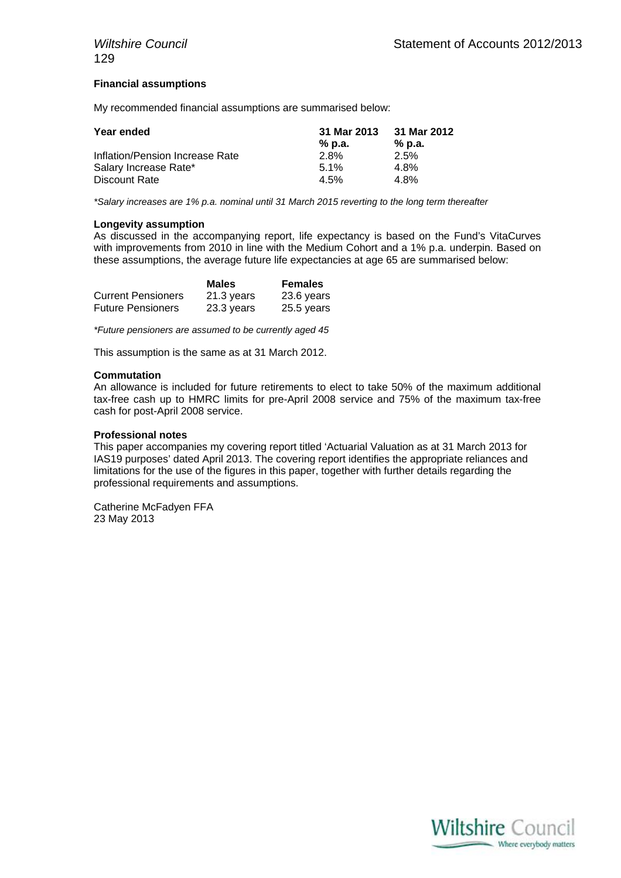### Financial assumptions

My recommended financial assumptions are summarised below:

| Year ended | 31 Mar 2013 % p.a. | 31 Mar 2012 % p.a. |
|---|---|---|
| Inflation/Pension Increase Rate | 2.8% | 2.5% |
| Salary Increase Rate* | 5.1% | 4.8% |
| Discount Rate | 4.5% | 4.8% |

*\*Salary increases are 1% p.a. nominal until 31 March 2015 reverting to the long term thereafter*

### Longevity assumption

As discussed in the accompanying report, life expectancy is based on the Fund's VitaCurves with improvements from 2010 in line with the Medium Cohort and a 1% p.a. underpin. Based on these assumptions, the average future life expectancies at age 65 are summarised below:

| | Males | Females |
|---|---|---|
| Current Pensioners | 21.3 years | 23.6 years |
| Future Pensioners | 23.3 years | 25.5 years |

*\*Future pensioners are assumed to be currently aged 45*

This assumption is the same as at 31 March 2012.

### Commutation

An allowance is included for future retirements to elect to take 50% of the maximum additional tax-free cash up to HMRC limits for pre-April 2008 service and 75% of the maximum tax-free cash for post-April 2008 service.

### Professional notes

This paper accompanies my covering report titled 'Actuarial Valuation as at 31 March 2013 for IAS19 purposes' dated April 2013. The covering report identifies the appropriate reliances and limitations for the use of the figures in this paper, together with further details regarding the professional requirements and assumptions.

Catherine McFadyen FFA
23 May 2013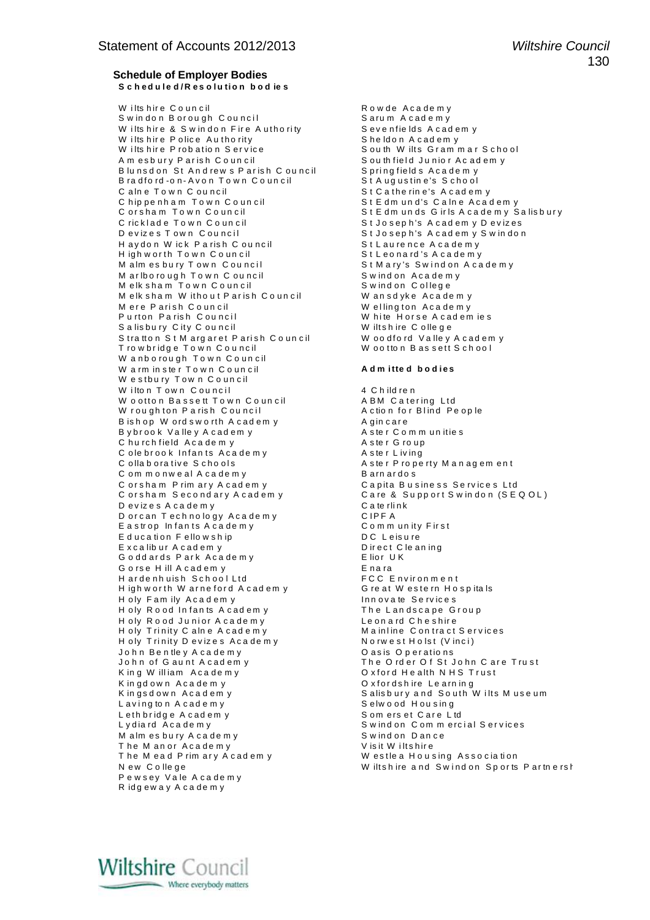## Schedule of Employer Bodies

### Scheduled/Resolution bodies

Wiltshire Council
Swindon Borough Council
Wiltshire & Swindon Fire Authority
Wiltshire Police Authority
Wiltshire Probation Service
Amesbury Parish Council
Blunsdon St Andrews Parish Council
Bradford-on-Avon Town Council
Calne Town Council
Chippenham Town Council
Corsham Town Council
Cricklade Town Council
Devizes Town Council
Haydon Wick Parish Council
Highworth Town Council
Malmesbury Town Council
Marlborough Town Council
Melksham Town Council
Melksham Without Parish Council
Mere Parish Council
Purton Parish Council
Salisbury City Council
Stratton St Margaret Parish Council
Trowbridge Town Council
Wanborough Town Council
Warminster Town Council
Westbury Town Council
Wilton Town Council
Wootton Bassett Town Council
Wroughton Parish Council
Bishop Wordsworth Academy
Bybrook Valley Academy
Churchfield Academy
Colebrook Infants Academy
Collaborative Schools
Commonweal Academy
Corsham Primary Academy
Corsham Secondary Academy
Devizes Academy
Dorcan Technology Academy
Eastrop Infants Academy
Education Fellowship
Excalibur Academy
Goddards Park Academy
Gorse Hill Academy
Hardenhuish School Ltd
Highworth Warneford Academy
Holy Family Academy
Holy Rood Infants Academy
Holy Rood Junior Academy
Holy Trinity Calne Academy
Holy Trinity Devizes Academy
John Bentley Academy
John of Gaunt Academy
King William Academy
Kingdown Academy
Kingsdown Academy
Lavington Academy
Lethbridge Academy
Lydiard Academy
Malmesbury Academy
The Manor Academy
The Mead Primary Academy
New College
Pewsey Vale Academy
Ridgeway Academy
Rowde Academy
Sarum Academy
Sevenfields Academy
Sheldon Academy
South Wilts Grammar School
Southfield Junior Academy
Springfields Academy
St Augustine's School
St Catherine's Academy
St Edmund's Calne Academy
St Edmunds Girls Academy Salisbury
St Joseph's Academy Devizes
St Joseph's Academy Swindon
St Laurence Academy
St Leonard's Academy
St Mary's Swindon Academy
Swindon Academy
Swindon College
Wansdyke Academy
Wellington Academy
White Horse Academies
Wiltshire College
Woodford Valley Academy
Wootton Bassett School

### Admitted bodies

4 Children
ABM Catering Ltd
Action for Blind People
Agincare
Aster Communities
Aster Group
Aster Living
Aster Property Management
Barnardos
Capita Business Services Ltd
Care & Support Swindon (SEQOL)
Caterlink
CIPFA
Community First
DC Leisure
Direct Cleaning
Elior UK
Enara
FCC Environment
Great Western Hospitals
Innovate Services
The Landscape Group
Leonard Cheshire
Mainline Contract Services
Norwest Holst (Vinci)
Oasis Operations
The Order Of St John Care Trust
Oxford Health NHS Trust
Oxfordshire Learning
Salisbury and South Wilts Museum
Selwood Housing
Somerset Care Ltd
Swindon Commercial Services
Swindon Dance
Visit Wiltshire
Westlea Housing Association
Wiltshire and Swindon Sports Partnersh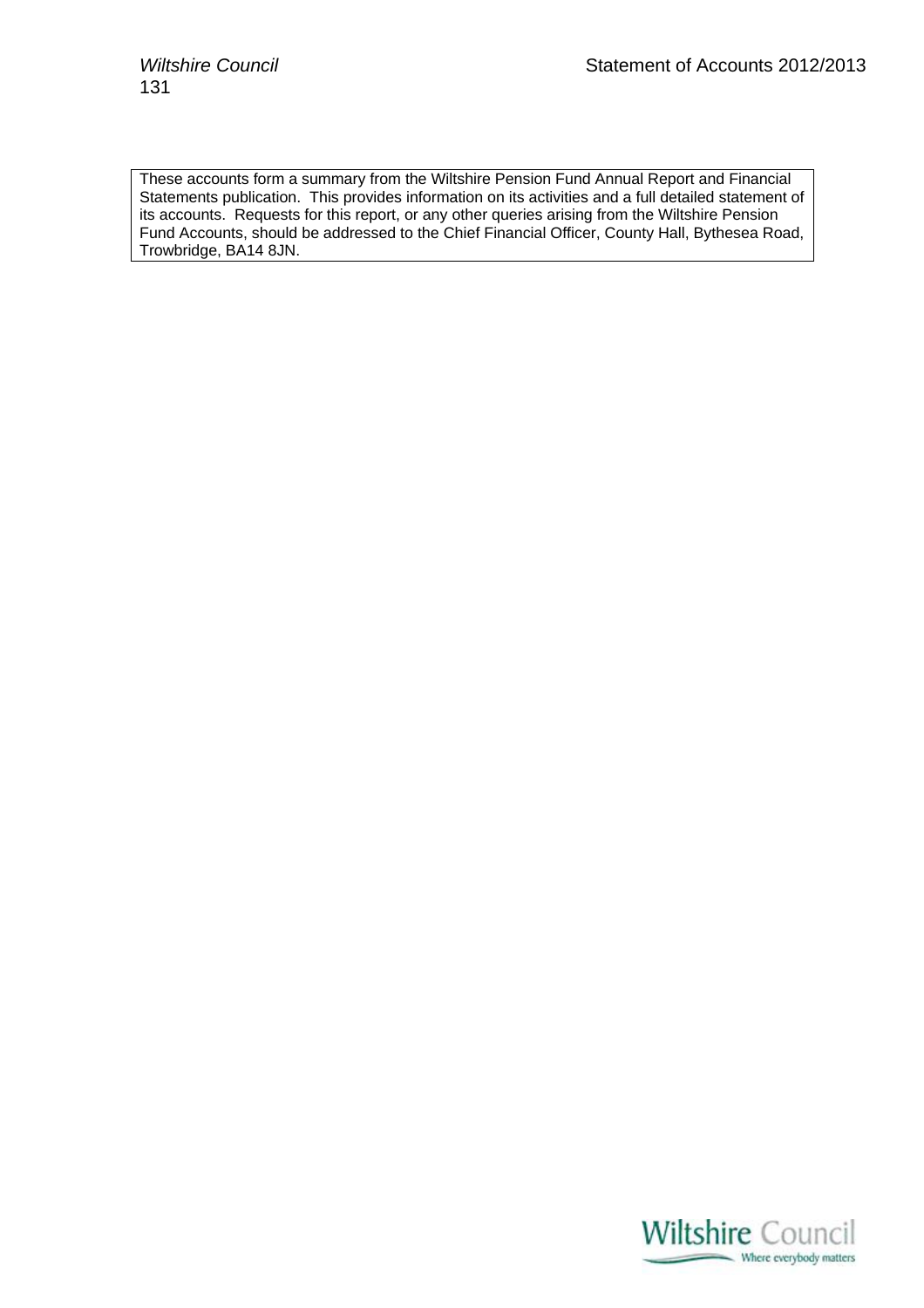These accounts form a summary from the Wiltshire Pension Fund Annual Report and Financial Statements publication. This provides information on its activities and a full detailed statement of its accounts. Requests for this report, or any other queries arising from the Wiltshire Pension Fund Accounts, should be addressed to the Chief Financial Officer, County Hall, Bythesea Road, Trowbridge, BA14 8JN.